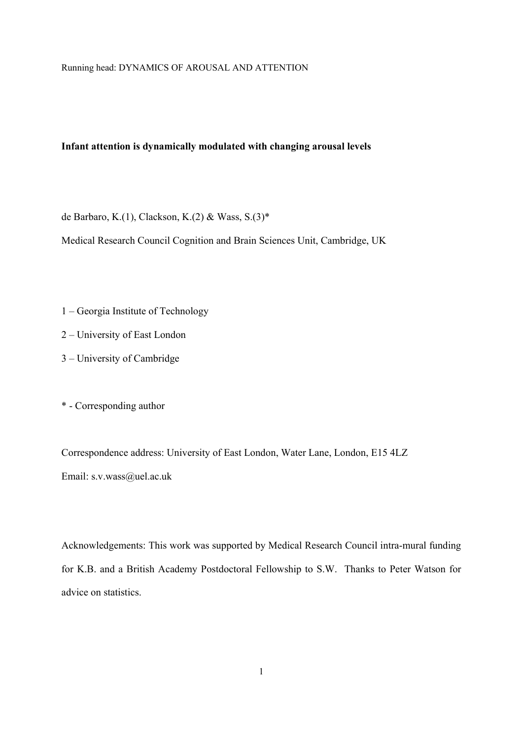Running head: DYNAMICS OF AROUSAL AND ATTENTION

**Infant attention is dynamically modulated with changing arousal levels**

de Barbaro, K.(1), Clackson, K.(2) & Wass, S.(3)*

Medical Research Council Cognition and Brain Sciences Unit, Cambridge, UK

1 – Georgia Institute of Technology

2 – University of East London

3 – University of Cambridge

* - Corresponding author

Correspondence address: University of East London, Water Lane, London, E15 4LZ

Email: s.v.wass@uel.ac.uk

Acknowledgements: This work was supported by Medical Research Council intra-mural funding for K.B. and a British Academy Postdoctoral Fellowship to S.W. Thanks to Peter Watson for advice on statistics.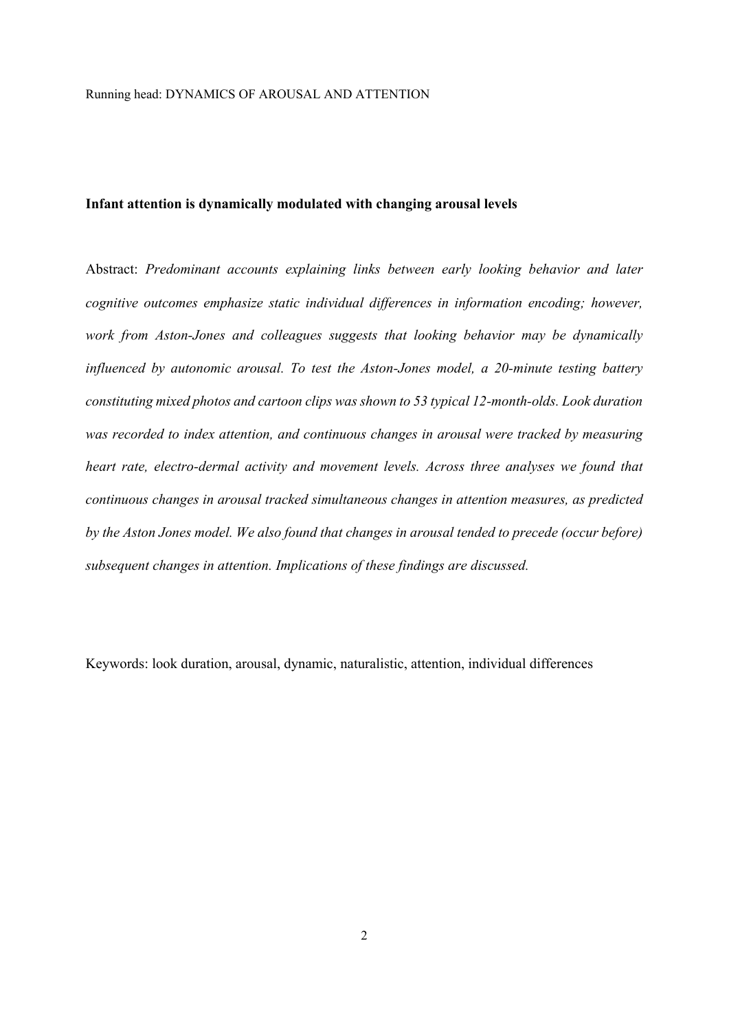**Infant attention is dynamically modulated with changing arousal levels**

Abstract: *Predominant accounts explaining links between early looking behavior and later cognitive outcomes emphasize static individual differences in information encoding; however, work from Aston-Jones and colleagues suggests that looking behavior may be dynamically influenced by autonomic arousal. To test the Aston-Jones model, a 20-minute testing battery constituting mixed photos and cartoon clips was shown to 53 typical 12-month-olds. Look duration was recorded to index attention, and continuous changes in arousal were tracked by measuring heart rate, electro-dermal activity and movement levels. Across three analyses we found that continuous changes in arousal tracked simultaneous changes in attention measures, as predicted by the Aston Jones model. We also found that changes in arousal tended to precede (occur before) subsequent changes in attention. Implications of these findings are discussed.*

Keywords: look duration, arousal, dynamic, naturalistic, attention, individual differences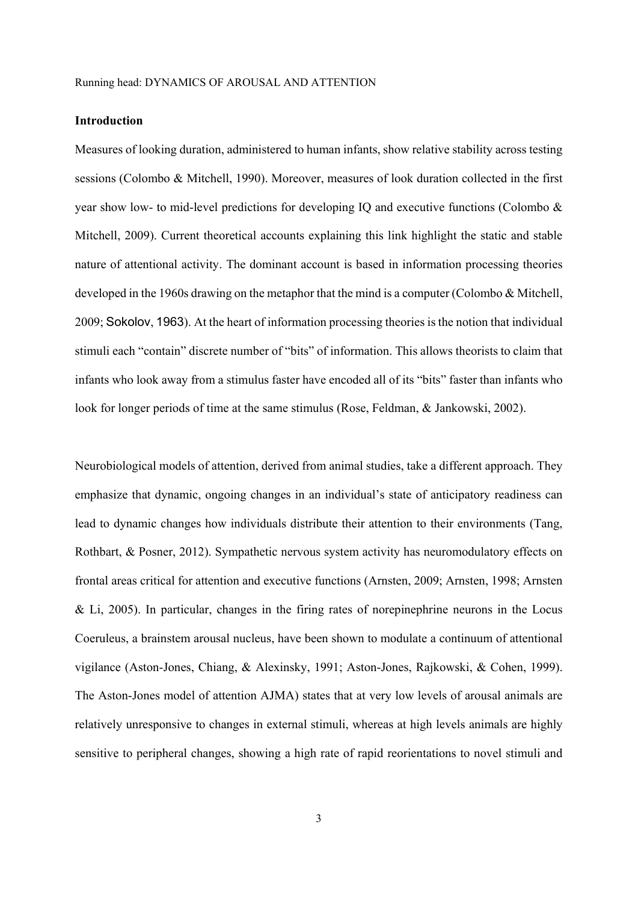## Introduction

Measures of looking duration, administered to human infants, show relative stability across testing sessions (Colombo & Mitchell, 1990). Moreover, measures of look duration collected in the first year show low- to mid-level predictions for developing IQ and executive functions (Colombo & Mitchell, 2009). Current theoretical accounts explaining this link highlight the static and stable nature of attentional activity. The dominant account is based in information processing theories developed in the 1960s drawing on the metaphor that the mind is a computer (Colombo & Mitchell, 2009; Sokolov, 1963). At the heart of information processing theories is the notion that individual stimuli each "contain" discrete number of "bits" of information. This allows theorists to claim that infants who look away from a stimulus faster have encoded all of its "bits" faster than infants who look for longer periods of time at the same stimulus (Rose, Feldman, & Jankowski, 2002).

Neurobiological models of attention, derived from animal studies, take a different approach. They emphasize that dynamic, ongoing changes in an individual's state of anticipatory readiness can lead to dynamic changes how individuals distribute their attention to their environments (Tang, Rothbart, & Posner, 2012). Sympathetic nervous system activity has neuromodulatory effects on frontal areas critical for attention and executive functions (Arnsten, 2009; Arnsten, 1998; Arnsten & Li, 2005). In particular, changes in the firing rates of norepinephrine neurons in the Locus Coeruleus, a brainstem arousal nucleus, have been shown to modulate a continuum of attentional vigilance (Aston-Jones, Chiang, & Alexinsky, 1991; Aston-Jones, Rajkowski, & Cohen, 1999). The Aston-Jones model of attention AJMA) states that at very low levels of arousal animals are relatively unresponsive to changes in external stimuli, whereas at high levels animals are highly sensitive to peripheral changes, showing a high rate of rapid reorientations to novel stimuli and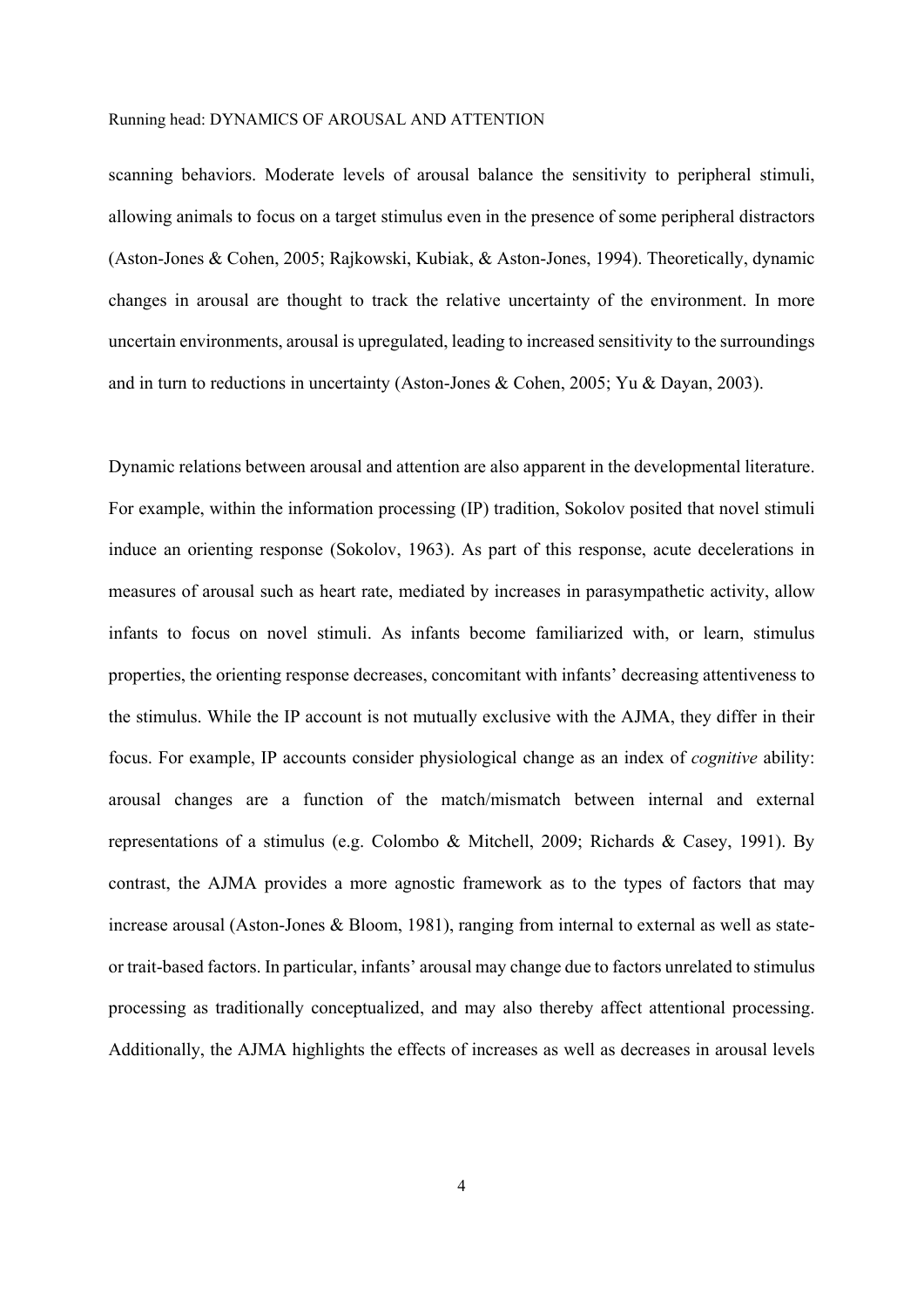scanning behaviors. Moderate levels of arousal balance the sensitivity to peripheral stimuli, allowing animals to focus on a target stimulus even in the presence of some peripheral distractors (Aston-Jones & Cohen, 2005; Rajkowski, Kubiak, & Aston-Jones, 1994). Theoretically, dynamic changes in arousal are thought to track the relative uncertainty of the environment. In more uncertain environments, arousal is upregulated, leading to increased sensitivity to the surroundings and in turn to reductions in uncertainty (Aston-Jones & Cohen, 2005; Yu & Dayan, 2003).

Dynamic relations between arousal and attention are also apparent in the developmental literature. For example, within the information processing (IP) tradition, Sokolov posited that novel stimuli induce an orienting response (Sokolov, 1963). As part of this response, acute decelerations in measures of arousal such as heart rate, mediated by increases in parasympathetic activity, allow infants to focus on novel stimuli. As infants become familiarized with, or learn, stimulus properties, the orienting response decreases, concomitant with infants' decreasing attentiveness to the stimulus. While the IP account is not mutually exclusive with the AJMA, they differ in their focus. For example, IP accounts consider physiological change as an index of *cognitive* ability: arousal changes are a function of the match/mismatch between internal and external representations of a stimulus (e.g. Colombo & Mitchell, 2009; Richards & Casey, 1991). By contrast, the AJMA provides a more agnostic framework as to the types of factors that may increase arousal (Aston-Jones & Bloom, 1981), ranging from internal to external as well as state- or trait-based factors. In particular, infants' arousal may change due to factors unrelated to stimulus processing as traditionally conceptualized, and may also thereby affect attentional processing. Additionally, the AJMA highlights the effects of increases as well as decreases in arousal levels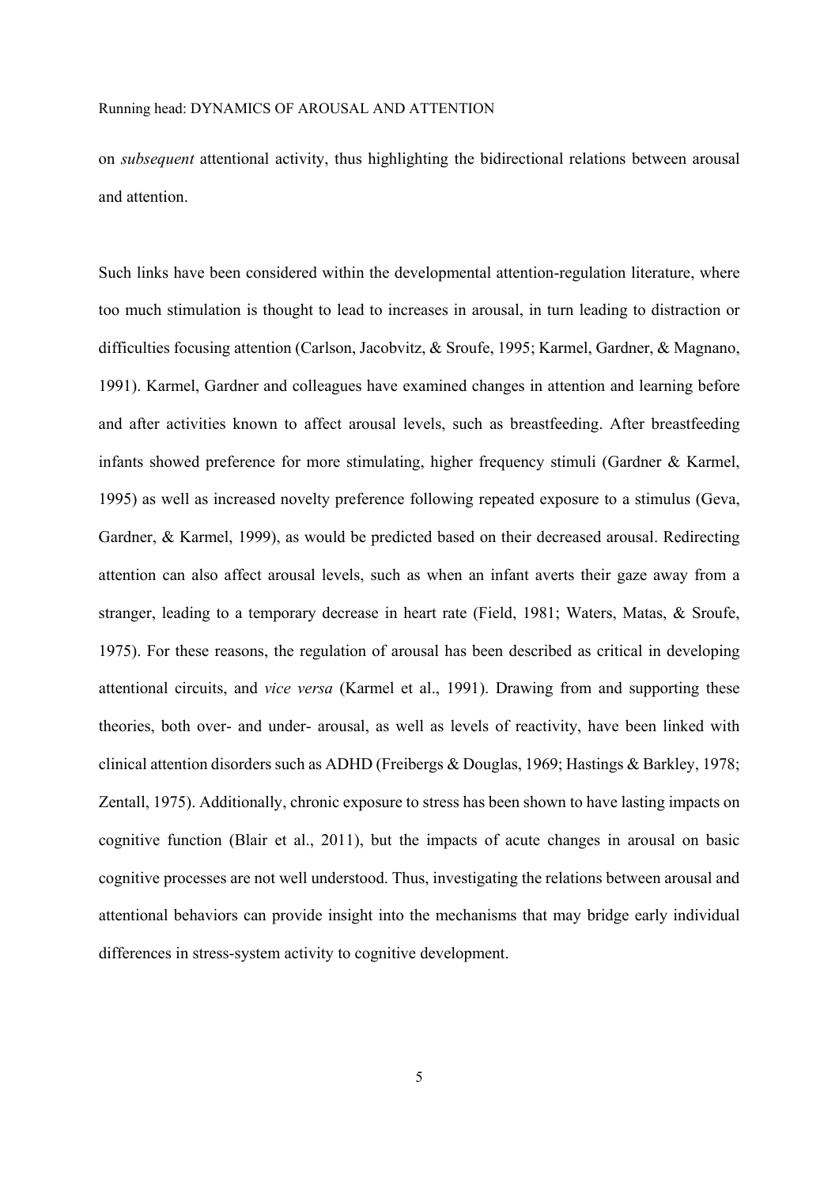on *subsequent* attentional activity, thus highlighting the bidirectional relations between arousal and attention.

Such links have been considered within the developmental attention-regulation literature, where too much stimulation is thought to lead to increases in arousal, in turn leading to distraction or difficulties focusing attention (Carlson, Jacobvitz, & Sroufe, 1995; Karmel, Gardner, & Magnano, 1991). Karmel, Gardner and colleagues have examined changes in attention and learning before and after activities known to affect arousal levels, such as breastfeeding. After breastfeeding infants showed preference for more stimulating, higher frequency stimuli (Gardner & Karmel, 1995) as well as increased novelty preference following repeated exposure to a stimulus (Geva, Gardner, & Karmel, 1999), as would be predicted based on their decreased arousal. Redirecting attention can also affect arousal levels, such as when an infant averts their gaze away from a stranger, leading to a temporary decrease in heart rate (Field, 1981; Waters, Matas, & Sroufe, 1975). For these reasons, the regulation of arousal has been described as critical in developing attentional circuits, and *vice versa* (Karmel et al., 1991). Drawing from and supporting these theories, both over- and under- arousal, as well as levels of reactivity, have been linked with clinical attention disorders such as ADHD (Freibergs & Douglas, 1969; Hastings & Barkley, 1978; Zentall, 1975). Additionally, chronic exposure to stress has been shown to have lasting impacts on cognitive function (Blair et al., 2011), but the impacts of acute changes in arousal on basic cognitive processes are not well understood. Thus, investigating the relations between arousal and attentional behaviors can provide insight into the mechanisms that may bridge early individual differences in stress-system activity to cognitive development.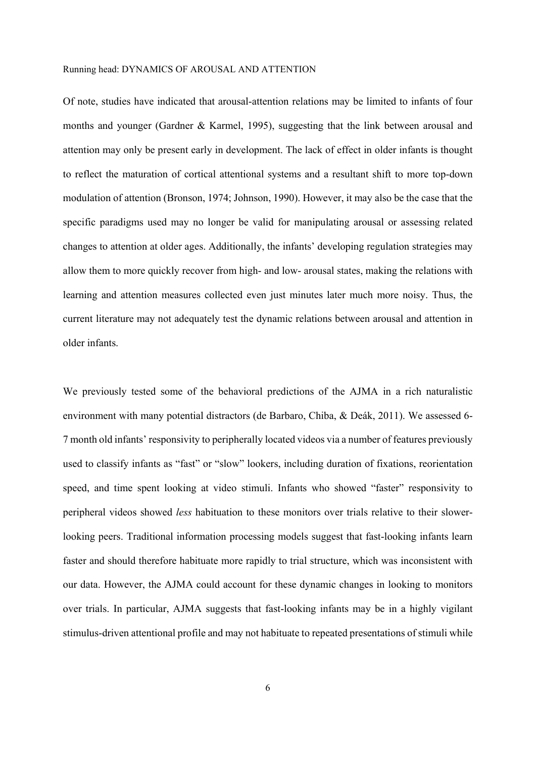Of note, studies have indicated that arousal-attention relations may be limited to infants of four months and younger (Gardner & Karmel, 1995), suggesting that the link between arousal and attention may only be present early in development. The lack of effect in older infants is thought to reflect the maturation of cortical attentional systems and a resultant shift to more top-down modulation of attention (Bronson, 1974; Johnson, 1990). However, it may also be the case that the specific paradigms used may no longer be valid for manipulating arousal or assessing related changes to attention at older ages. Additionally, the infants' developing regulation strategies may allow them to more quickly recover from high- and low- arousal states, making the relations with learning and attention measures collected even just minutes later much more noisy. Thus, the current literature may not adequately test the dynamic relations between arousal and attention in older infants.

We previously tested some of the behavioral predictions of the AJMA in a rich naturalistic environment with many potential distractors (de Barbaro, Chiba, & Deák, 2011). We assessed 6-7 month old infants' responsivity to peripherally located videos via a number of features previously used to classify infants as "fast" or "slow" lookers, including duration of fixations, reorientation speed, and time spent looking at video stimuli. Infants who showed "faster" responsivity to peripheral videos showed *less* habituation to these monitors over trials relative to their slower-looking peers. Traditional information processing models suggest that fast-looking infants learn faster and should therefore habituate more rapidly to trial structure, which was inconsistent with our data. However, the AJMA could account for these dynamic changes in looking to monitors over trials. In particular, AJMA suggests that fast-looking infants may be in a highly vigilant stimulus-driven attentional profile and may not habituate to repeated presentations of stimuli while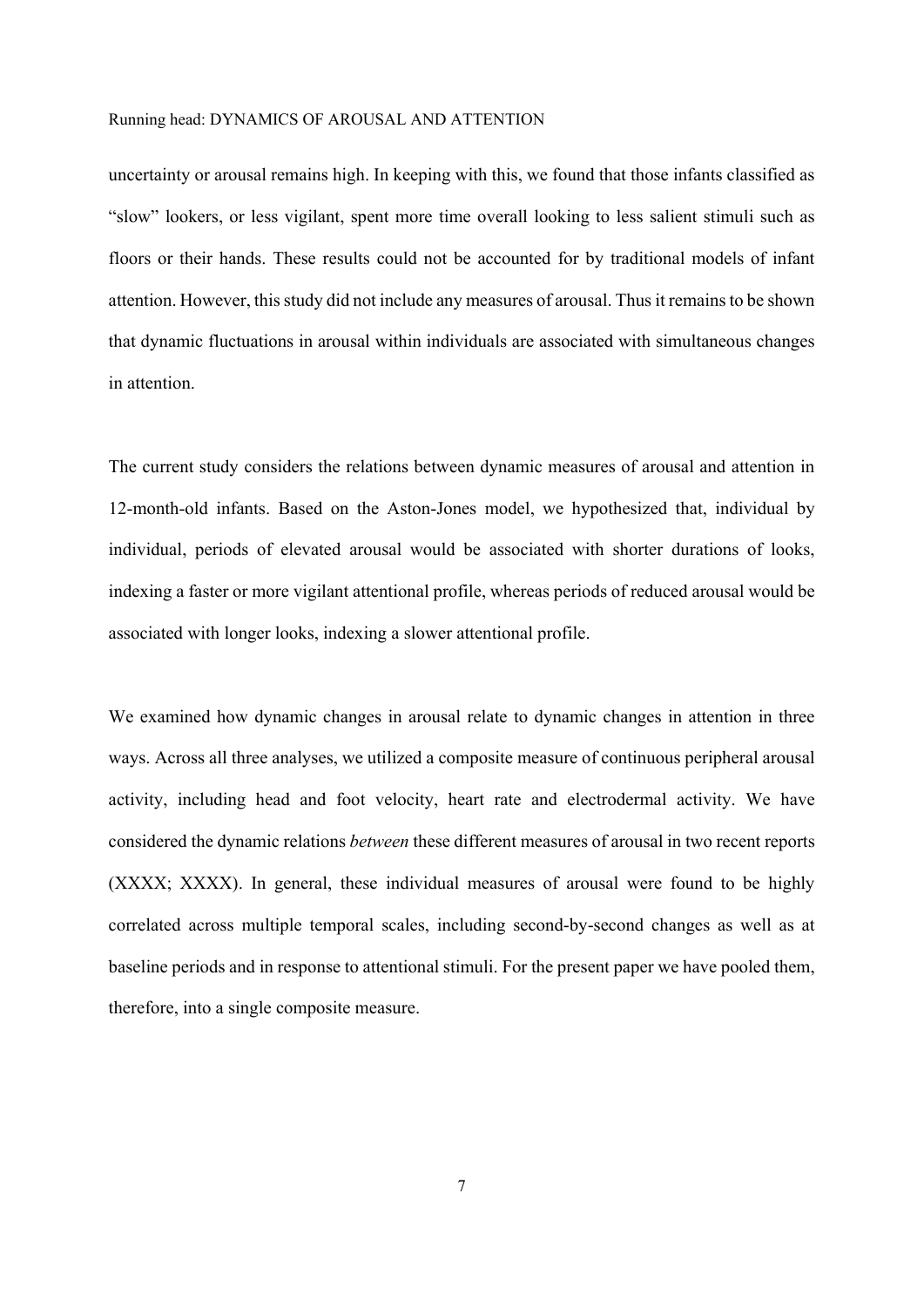uncertainty or arousal remains high. In keeping with this, we found that those infants classified as "slow" lookers, or less vigilant, spent more time overall looking to less salient stimuli such as floors or their hands. These results could not be accounted for by traditional models of infant attention. However, this study did not include any measures of arousal. Thus it remains to be shown that dynamic fluctuations in arousal within individuals are associated with simultaneous changes in attention.

The current study considers the relations between dynamic measures of arousal and attention in 12-month-old infants. Based on the Aston-Jones model, we hypothesized that, individual by individual, periods of elevated arousal would be associated with shorter durations of looks, indexing a faster or more vigilant attentional profile, whereas periods of reduced arousal would be associated with longer looks, indexing a slower attentional profile.

We examined how dynamic changes in arousal relate to dynamic changes in attention in three ways. Across all three analyses, we utilized a composite measure of continuous peripheral arousal activity, including head and foot velocity, heart rate and electrodermal activity. We have considered the dynamic relations *between* these different measures of arousal in two recent reports (XXXX; XXXX). In general, these individual measures of arousal were found to be highly correlated across multiple temporal scales, including second-by-second changes as well as at baseline periods and in response to attentional stimuli. For the present paper we have pooled them, therefore, into a single composite measure.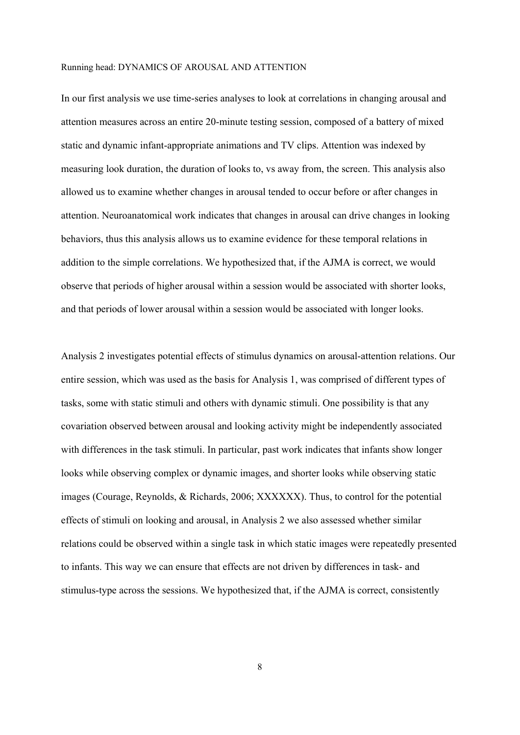In our first analysis we use time-series analyses to look at correlations in changing arousal and attention measures across an entire 20-minute testing session, composed of a battery of mixed static and dynamic infant-appropriate animations and TV clips. Attention was indexed by measuring look duration, the duration of looks to, vs away from, the screen. This analysis also allowed us to examine whether changes in arousal tended to occur before or after changes in attention. Neuroanatomical work indicates that changes in arousal can drive changes in looking behaviors, thus this analysis allows us to examine evidence for these temporal relations in addition to the simple correlations. We hypothesized that, if the AJMA is correct, we would observe that periods of higher arousal within a session would be associated with shorter looks, and that periods of lower arousal within a session would be associated with longer looks.

Analysis 2 investigates potential effects of stimulus dynamics on arousal-attention relations. Our entire session, which was used as the basis for Analysis 1, was comprised of different types of tasks, some with static stimuli and others with dynamic stimuli. One possibility is that any covariation observed between arousal and looking activity might be independently associated with differences in the task stimuli. In particular, past work indicates that infants show longer looks while observing complex or dynamic images, and shorter looks while observing static images (Courage, Reynolds, & Richards, 2006; XXXXXX). Thus, to control for the potential effects of stimuli on looking and arousal, in Analysis 2 we also assessed whether similar relations could be observed within a single task in which static images were repeatedly presented to infants. This way we can ensure that effects are not driven by differences in task- and stimulus-type across the sessions. We hypothesized that, if the AJMA is correct, consistently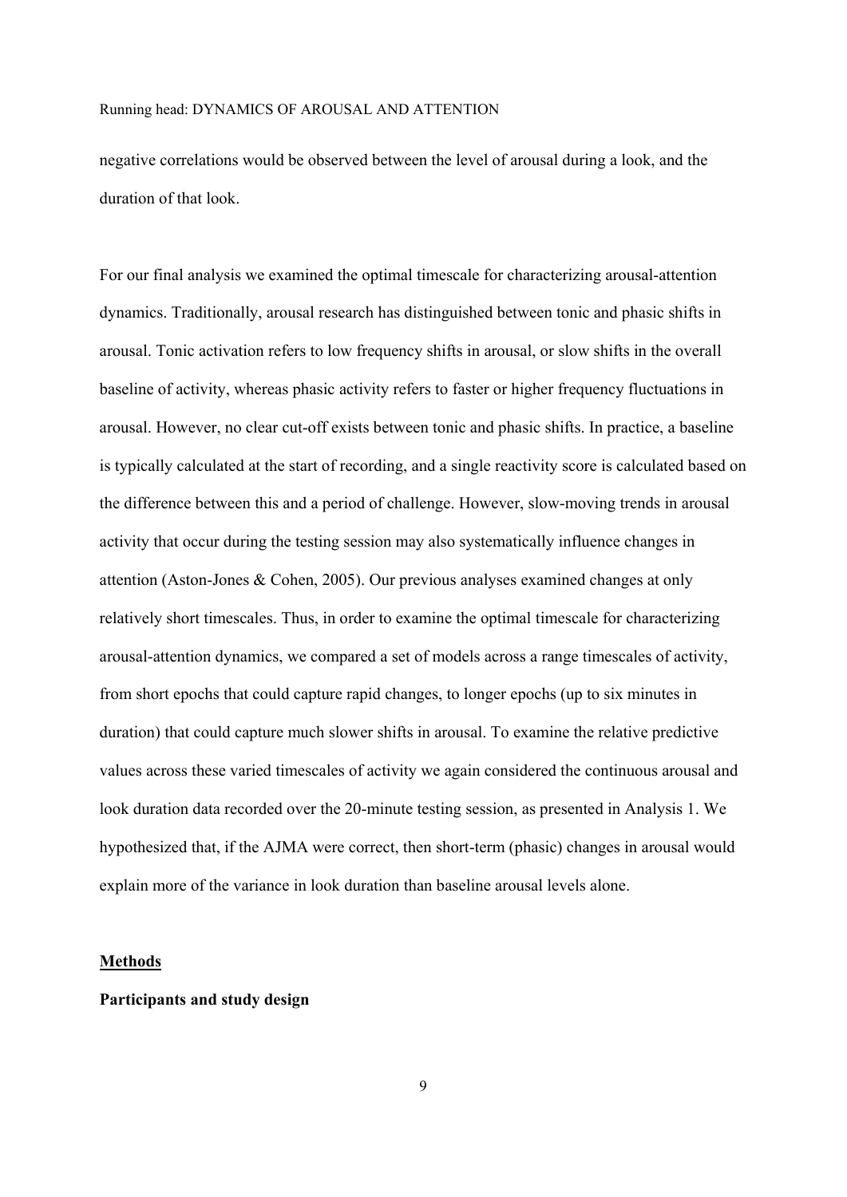negative correlations would be observed between the level of arousal during a look, and the duration of that look.

For our final analysis we examined the optimal timescale for characterizing arousal-attention dynamics. Traditionally, arousal research has distinguished between tonic and phasic shifts in arousal. Tonic activation refers to low frequency shifts in arousal, or slow shifts in the overall baseline of activity, whereas phasic activity refers to faster or higher frequency fluctuations in arousal. However, no clear cut-off exists between tonic and phasic shifts. In practice, a baseline is typically calculated at the start of recording, and a single reactivity score is calculated based on the difference between this and a period of challenge. However, slow-moving trends in arousal activity that occur during the testing session may also systematically influence changes in attention (Aston-Jones & Cohen, 2005). Our previous analyses examined changes at only relatively short timescales. Thus, in order to examine the optimal timescale for characterizing arousal-attention dynamics, we compared a set of models across a range timescales of activity, from short epochs that could capture rapid changes, to longer epochs (up to six minutes in duration) that could capture much slower shifts in arousal. To examine the relative predictive values across these varied timescales of activity we again considered the continuous arousal and look duration data recorded over the 20-minute testing session, as presented in Analysis 1. We hypothesized that, if the AJMA were correct, then short-term (phasic) changes in arousal would explain more of the variance in look duration than baseline arousal levels alone.

## Methods

### Participants and study design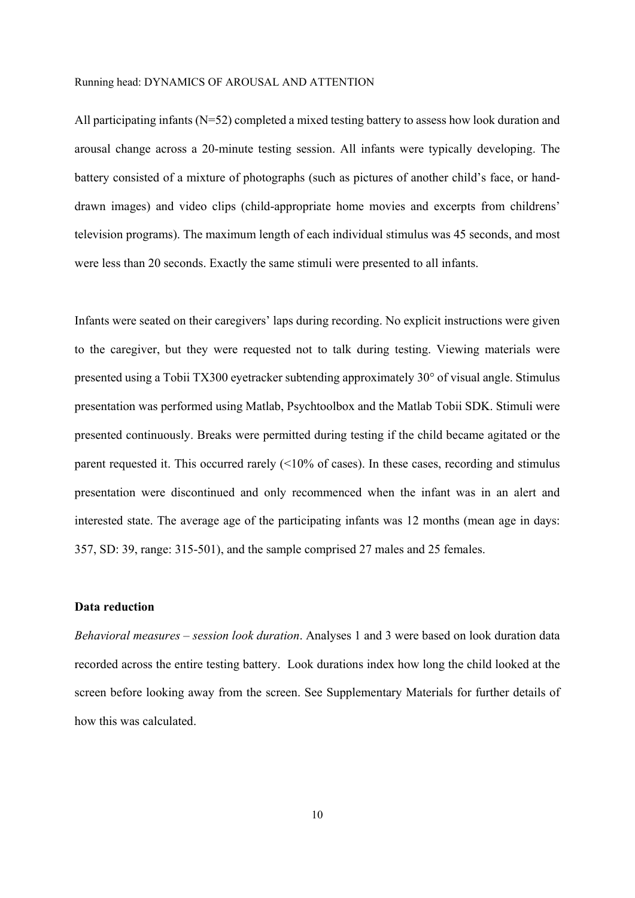All participating infants (N=52) completed a mixed testing battery to assess how look duration and arousal change across a 20-minute testing session. All infants were typically developing. The battery consisted of a mixture of photographs (such as pictures of another child's face, or hand-drawn images) and video clips (child-appropriate home movies and excerpts from childrens' television programs). The maximum length of each individual stimulus was 45 seconds, and most were less than 20 seconds. Exactly the same stimuli were presented to all infants.

Infants were seated on their caregivers' laps during recording. No explicit instructions were given to the caregiver, but they were requested not to talk during testing. Viewing materials were presented using a Tobii TX300 eyetracker subtending approximately 30° of visual angle. Stimulus presentation was performed using Matlab, Psychtoolbox and the Matlab Tobii SDK. Stimuli were presented continuously. Breaks were permitted during testing if the child became agitated or the parent requested it. This occurred rarely (<10% of cases). In these cases, recording and stimulus presentation were discontinued and only recommenced when the infant was in an alert and interested state. The average age of the participating infants was 12 months (mean age in days: 357, SD: 39, range: 315-501), and the sample comprised 27 males and 25 females.

### Data reduction

*Behavioral measures – session look duration*. Analyses 1 and 3 were based on look duration data recorded across the entire testing battery. Look durations index how long the child looked at the screen before looking away from the screen. See Supplementary Materials for further details of how this was calculated.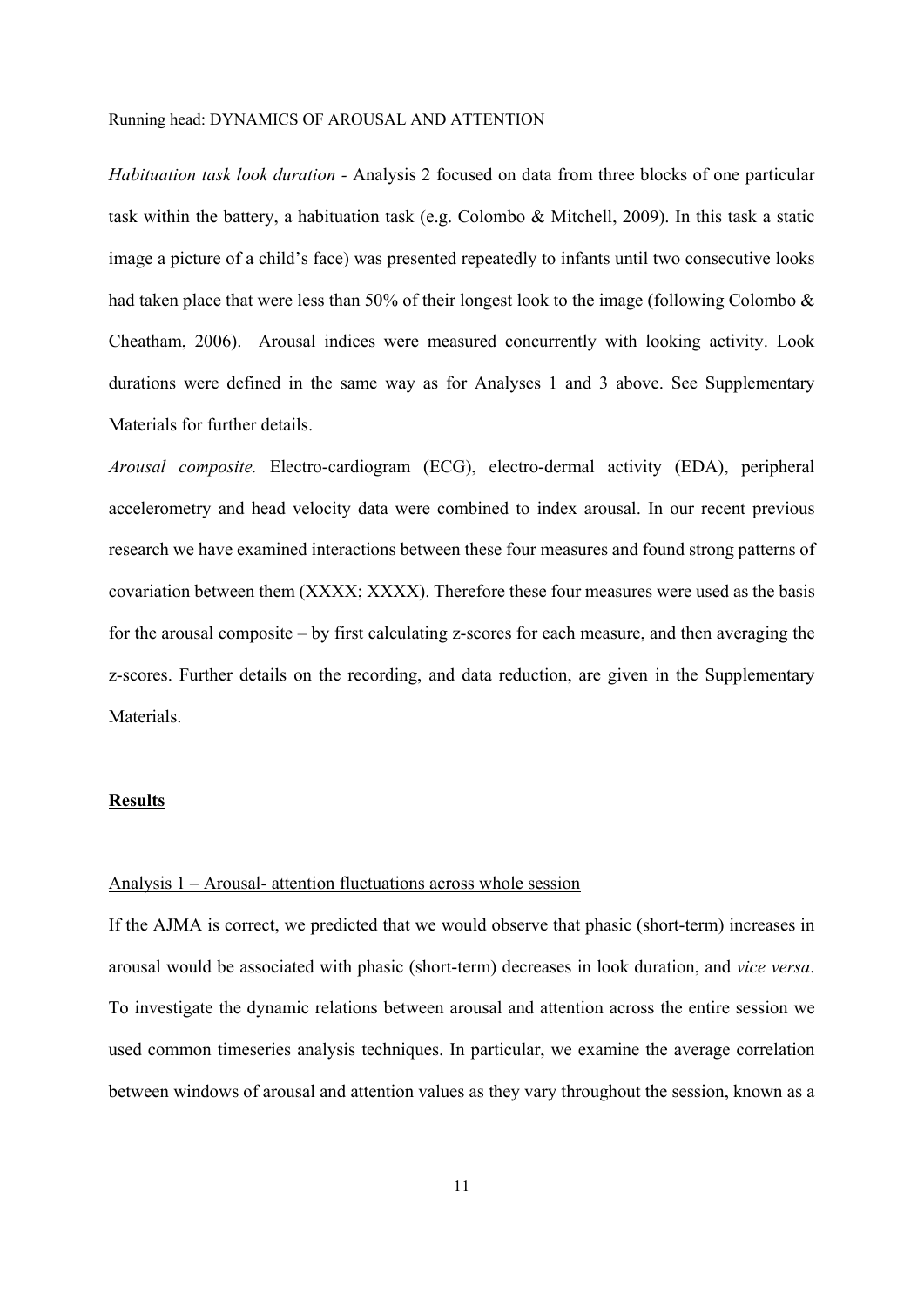*Habituation task look duration* - Analysis 2 focused on data from three blocks of one particular task within the battery, a habituation task (e.g. Colombo & Mitchell, 2009). In this task a static image a picture of a child's face) was presented repeatedly to infants until two consecutive looks had taken place that were less than 50% of their longest look to the image (following Colombo & Cheatham, 2006). Arousal indices were measured concurrently with looking activity. Look durations were defined in the same way as for Analyses 1 and 3 above. See Supplementary Materials for further details.

*Arousal composite.* Electro-cardiogram (ECG), electro-dermal activity (EDA), peripheral accelerometry and head velocity data were combined to index arousal. In our recent previous research we have examined interactions between these four measures and found strong patterns of covariation between them (XXXX; XXXX). Therefore these four measures were used as the basis for the arousal composite – by first calculating z-scores for each measure, and then averaging the z-scores. Further details on the recording, and data reduction, are given in the Supplementary Materials.

## **Results**

### Analysis 1 – Arousal- attention fluctuations across whole session

If the AJMA is correct, we predicted that we would observe that phasic (short-term) increases in arousal would be associated with phasic (short-term) decreases in look duration, and *vice versa*. To investigate the dynamic relations between arousal and attention across the entire session we used common timeseries analysis techniques. In particular, we examine the average correlation between windows of arousal and attention values as they vary throughout the session, known as a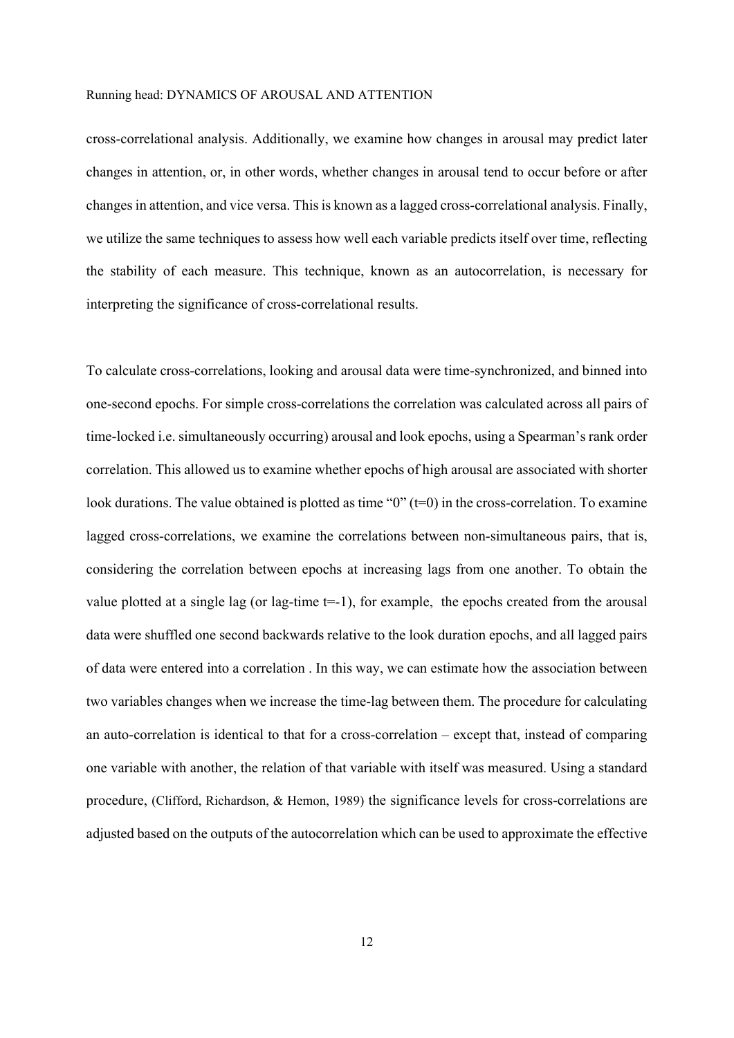cross-correlational analysis. Additionally, we examine how changes in arousal may predict later changes in attention, or, in other words, whether changes in arousal tend to occur before or after changes in attention, and vice versa. This is known as a lagged cross-correlational analysis. Finally, we utilize the same techniques to assess how well each variable predicts itself over time, reflecting the stability of each measure. This technique, known as an autocorrelation, is necessary for interpreting the significance of cross-correlational results.

To calculate cross-correlations, looking and arousal data were time-synchronized, and binned into one-second epochs. For simple cross-correlations the correlation was calculated across all pairs of time-locked i.e. simultaneously occurring) arousal and look epochs, using a Spearman's rank order correlation. This allowed us to examine whether epochs of high arousal are associated with shorter look durations. The value obtained is plotted as time "0" (t=0) in the cross-correlation. To examine lagged cross-correlations, we examine the correlations between non-simultaneous pairs, that is, considering the correlation between epochs at increasing lags from one another. To obtain the value plotted at a single lag (or lag-time t=-1), for example, the epochs created from the arousal data were shuffled one second backwards relative to the look duration epochs, and all lagged pairs of data were entered into a correlation . In this way, we can estimate how the association between two variables changes when we increase the time-lag between them. The procedure for calculating an auto-correlation is identical to that for a cross-correlation – except that, instead of comparing one variable with another, the relation of that variable with itself was measured. Using a standard procedure, (Clifford, Richardson, & Hemon, 1989) the significance levels for cross-correlations are adjusted based on the outputs of the autocorrelation which can be used to approximate the effective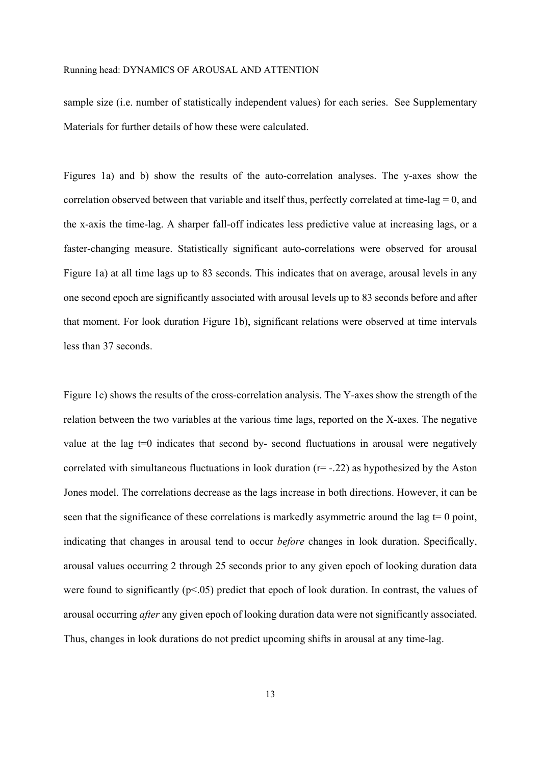sample size (i.e. number of statistically independent values) for each series. See Supplementary Materials for further details of how these were calculated.

Figures 1a) and b) show the results of the auto-correlation analyses. The y-axes show the correlation observed between that variable and itself thus, perfectly correlated at time-lag = 0, and the x-axis the time-lag. A sharper fall-off indicates less predictive value at increasing lags, or a faster-changing measure. Statistically significant auto-correlations were observed for arousal Figure 1a) at all time lags up to 83 seconds. This indicates that on average, arousal levels in any one second epoch are significantly associated with arousal levels up to 83 seconds before and after that moment. For look duration Figure 1b), significant relations were observed at time intervals less than 37 seconds.

Figure 1c) shows the results of the cross-correlation analysis. The Y-axes show the strength of the relation between the two variables at the various time lags, reported on the X-axes. The negative value at the lag t=0 indicates that second by- second fluctuations in arousal were negatively correlated with simultaneous fluctuations in look duration ($r = -.22$) as hypothesized by the Aston Jones model. The correlations decrease as the lags increase in both directions. However, it can be seen that the significance of these correlations is markedly asymmetric around the lag t= 0 point, indicating that changes in arousal tend to occur *before* changes in look duration. Specifically, arousal values occurring 2 through 25 seconds prior to any given epoch of looking duration data were found to significantly ($p < .05$) predict that epoch of look duration. In contrast, the values of arousal occurring *after* any given epoch of looking duration data were not significantly associated. Thus, changes in look durations do not predict upcoming shifts in arousal at any time-lag.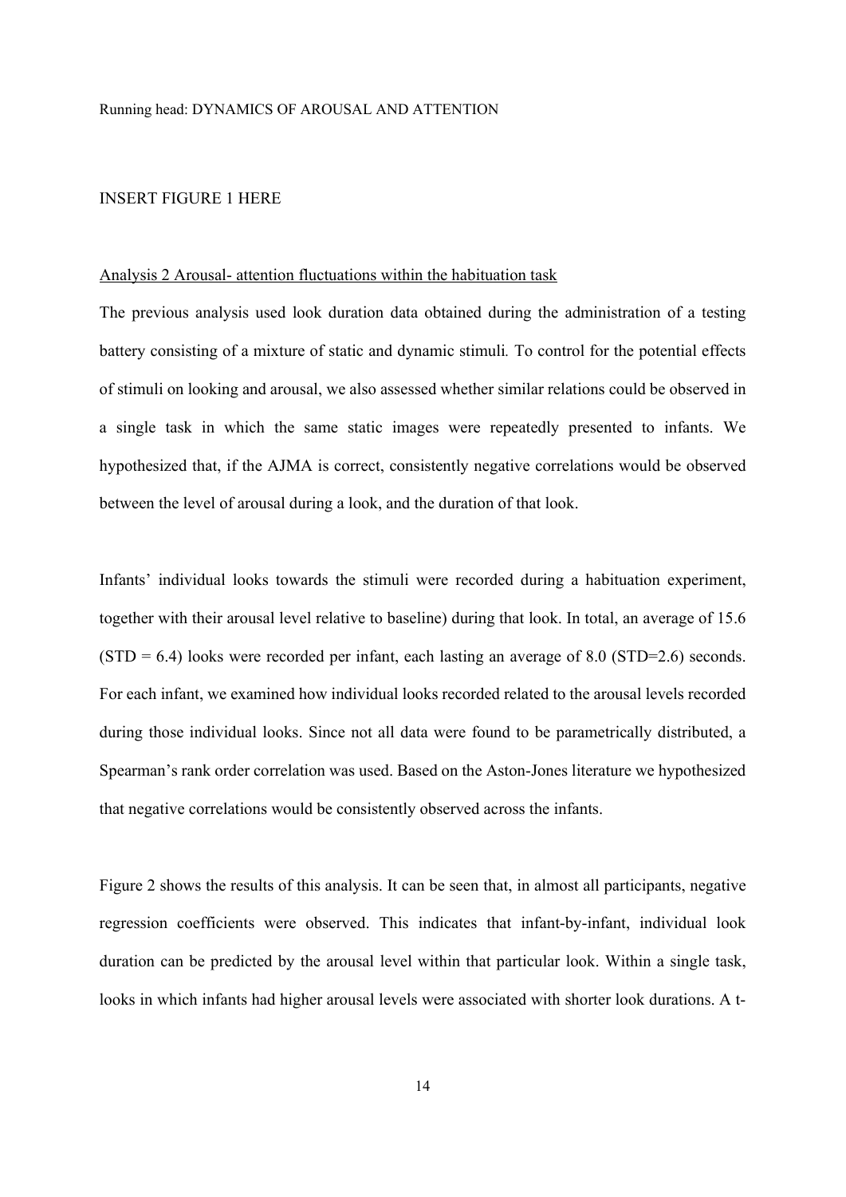INSERT FIGURE 1 HERE

## Analysis 2 Arousal- attention fluctuations within the habituation task

The previous analysis used look duration data obtained during the administration of a testing battery consisting of a mixture of static and dynamic stimuli. To control for the potential effects of stimuli on looking and arousal, we also assessed whether similar relations could be observed in a single task in which the same static images were repeatedly presented to infants. We hypothesized that, if the AJMA is correct, consistently negative correlations would be observed between the level of arousal during a look, and the duration of that look.

Infants' individual looks towards the stimuli were recorded during a habituation experiment, together with their arousal level relative to baseline) during that look. In total, an average of 15.6 (STD = 6.4) looks were recorded per infant, each lasting an average of 8.0 (STD=2.6) seconds. For each infant, we examined how individual looks recorded related to the arousal levels recorded during those individual looks. Since not all data were found to be parametrically distributed, a Spearman's rank order correlation was used. Based on the Aston-Jones literature we hypothesized that negative correlations would be consistently observed across the infants.

Figure 2 shows the results of this analysis. It can be seen that, in almost all participants, negative regression coefficients were observed. This indicates that infant-by-infant, individual look duration can be predicted by the arousal level within that particular look. Within a single task, looks in which infants had higher arousal levels were associated with shorter look durations. A t-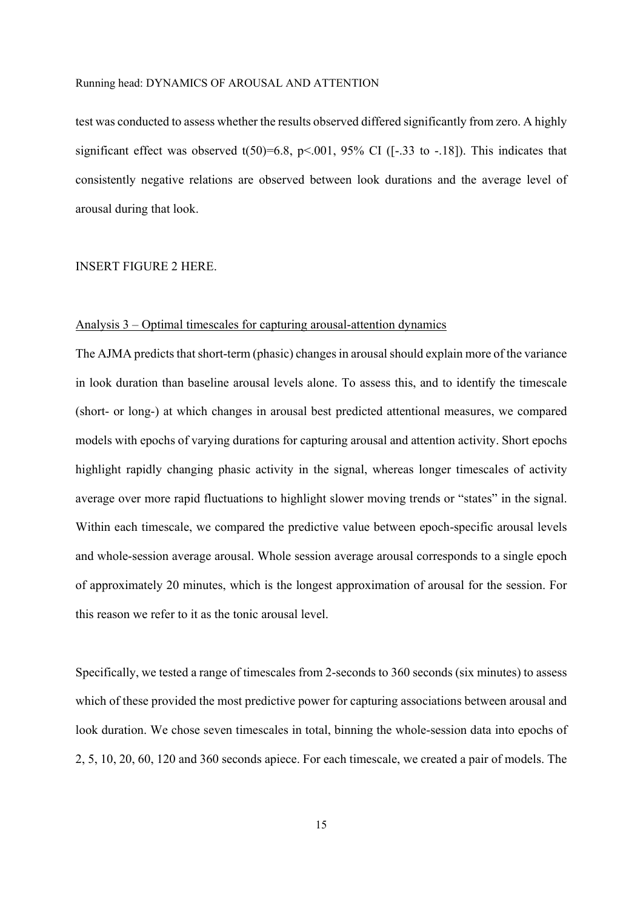test was conducted to assess whether the results observed differed significantly from zero. A highly significant effect was observed $t(50)=6.8$, $p<.001$, 95% CI ([-.33 to -.18]). This indicates that consistently negative relations are observed between look durations and the average level of arousal during that look.

INSERT FIGURE 2 HERE.

Analysis 3 – Optimal timescales for capturing arousal-attention dynamics

The AJMA predicts that short-term (phasic) changes in arousal should explain more of the variance in look duration than baseline arousal levels alone. To assess this, and to identify the timescale (short- or long-) at which changes in arousal best predicted attentional measures, we compared models with epochs of varying durations for capturing arousal and attention activity. Short epochs highlight rapidly changing phasic activity in the signal, whereas longer timescales of activity average over more rapid fluctuations to highlight slower moving trends or "states" in the signal. Within each timescale, we compared the predictive value between epoch-specific arousal levels and whole-session average arousal. Whole session average arousal corresponds to a single epoch of approximately 20 minutes, which is the longest approximation of arousal for the session. For this reason we refer to it as the tonic arousal level.

Specifically, we tested a range of timescales from 2-seconds to 360 seconds (six minutes) to assess which of these provided the most predictive power for capturing associations between arousal and look duration. We chose seven timescales in total, binning the whole-session data into epochs of 2, 5, 10, 20, 60, 120 and 360 seconds apiece. For each timescale, we created a pair of models. The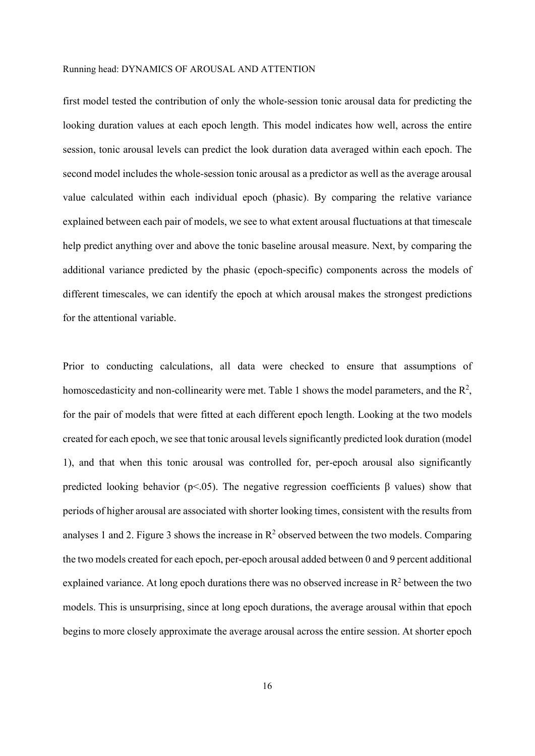first model tested the contribution of only the whole-session tonic arousal data for predicting the looking duration values at each epoch length. This model indicates how well, across the entire session, tonic arousal levels can predict the look duration data averaged within each epoch. The second model includes the whole-session tonic arousal as a predictor as well as the average arousal value calculated within each individual epoch (phasic). By comparing the relative variance explained between each pair of models, we see to what extent arousal fluctuations at that timescale help predict anything over and above the tonic baseline arousal measure. Next, by comparing the additional variance predicted by the phasic (epoch-specific) components across the models of different timescales, we can identify the epoch at which arousal makes the strongest predictions for the attentional variable.

Prior to conducting calculations, all data were checked to ensure that assumptions of homoscedasticity and non-collinearity were met. Table 1 shows the model parameters, and the $R^2$, for the pair of models that were fitted at each different epoch length. Looking at the two models created for each epoch, we see that tonic arousal levels significantly predicted look duration (model 1), and that when this tonic arousal was controlled for, per-epoch arousal also significantly predicted looking behavior ($p<.05$). The negative regression coefficients β values) show that periods of higher arousal are associated with shorter looking times, consistent with the results from analyses 1 and 2. Figure 3 shows the increase in $R^2$ observed between the two models. Comparing the two models created for each epoch, per-epoch arousal added between 0 and 9 percent additional explained variance. At long epoch durations there was no observed increase in $R^2$ between the two models. This is unsurprising, since at long epoch durations, the average arousal within that epoch begins to more closely approximate the average arousal across the entire session. At shorter epoch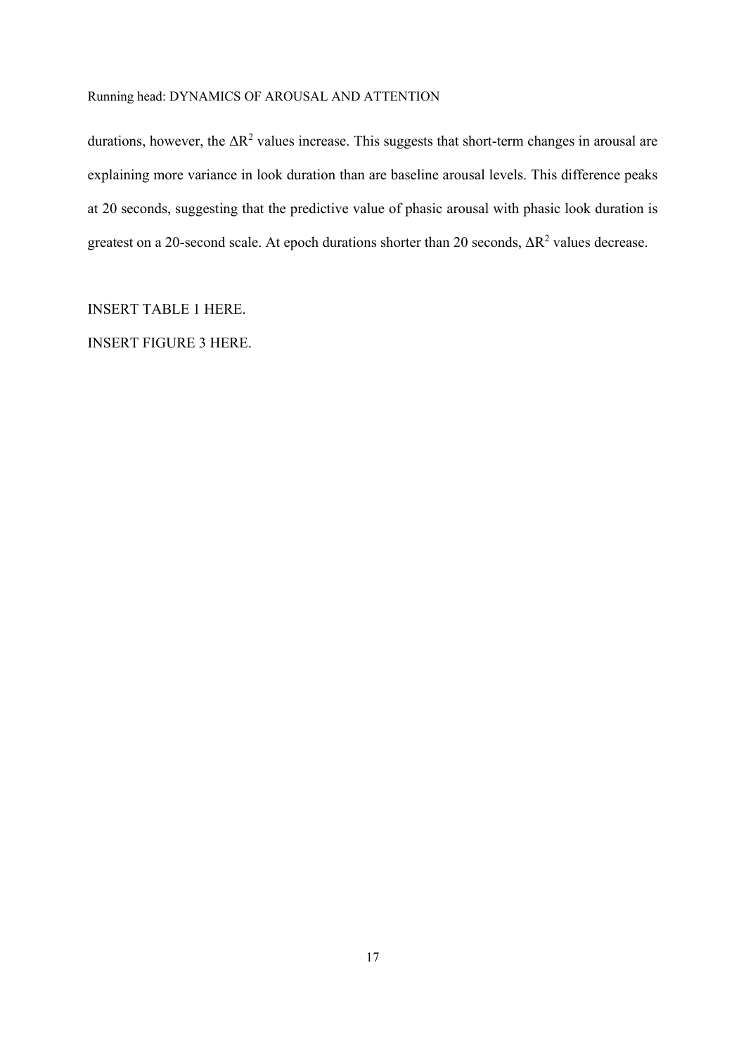durations, however, the $\Delta R^2$ values increase. This suggests that short-term changes in arousal are explaining more variance in look duration than are baseline arousal levels. This difference peaks at 20 seconds, suggesting that the predictive value of phasic arousal with phasic look duration is greatest on a 20-second scale. At epoch durations shorter than 20 seconds, $\Delta R^2$ values decrease.

INSERT TABLE 1 HERE.

INSERT FIGURE 3 HERE.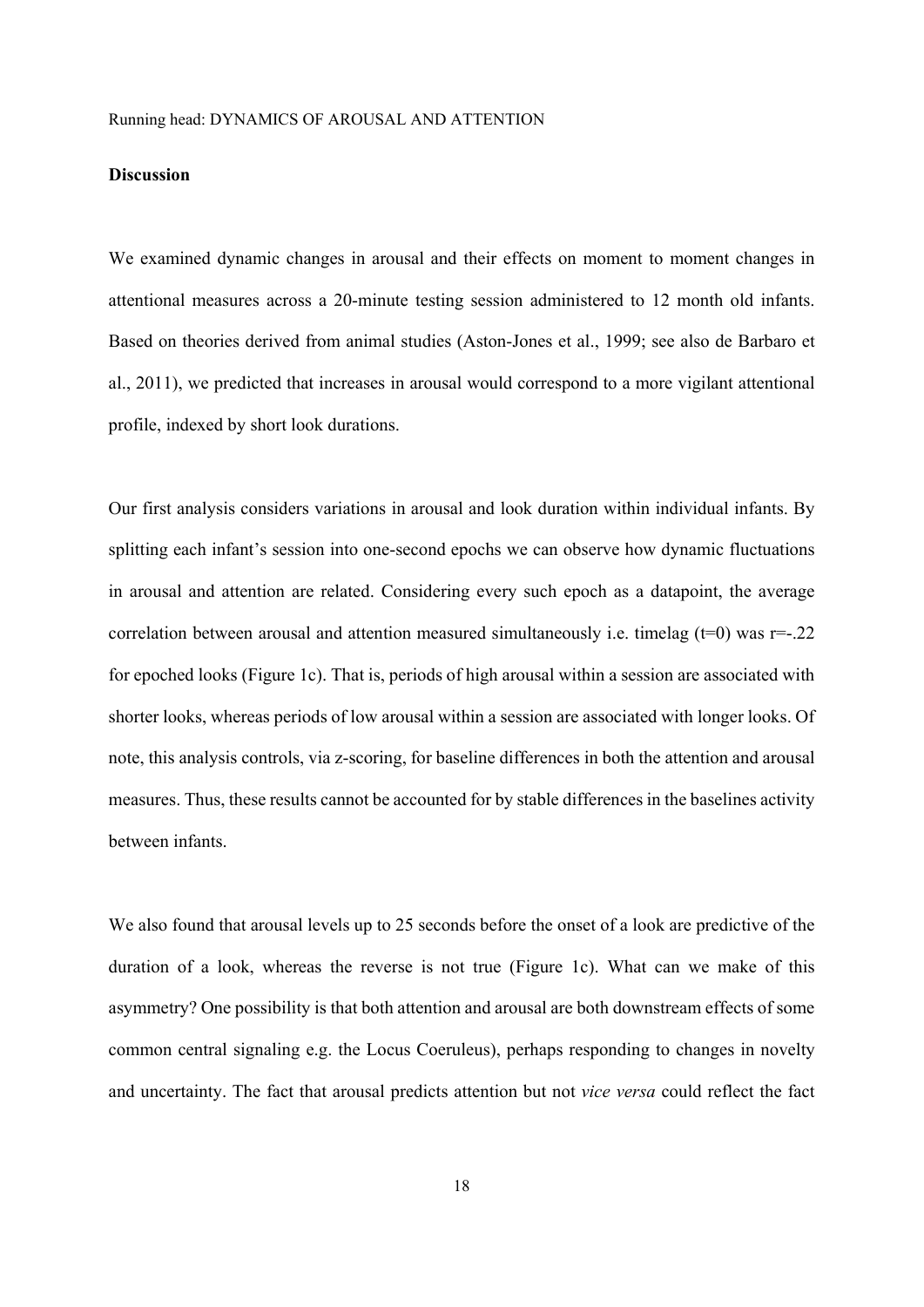## Discussion

We examined dynamic changes in arousal and their effects on moment to moment changes in attentional measures across a 20-minute testing session administered to 12 month old infants. Based on theories derived from animal studies (Aston-Jones et al., 1999; see also de Barbaro et al., 2011), we predicted that increases in arousal would correspond to a more vigilant attentional profile, indexed by short look durations.

Our first analysis considers variations in arousal and look duration within individual infants. By splitting each infant's session into one-second epochs we can observe how dynamic fluctuations in arousal and attention are related. Considering every such epoch as a datapoint, the average correlation between arousal and attention measured simultaneously i.e. timelag ($t=0$) was $r=-.22$ for epoched looks (Figure 1c). That is, periods of high arousal within a session are associated with shorter looks, whereas periods of low arousal within a session are associated with longer looks. Of note, this analysis controls, via z-scoring, for baseline differences in both the attention and arousal measures. Thus, these results cannot be accounted for by stable differences in the baselines activity between infants.

We also found that arousal levels up to 25 seconds before the onset of a look are predictive of the duration of a look, whereas the reverse is not true (Figure 1c). What can we make of this asymmetry? One possibility is that both attention and arousal are both downstream effects of some common central signaling e.g. the Locus Coeruleus), perhaps responding to changes in novelty and uncertainty. The fact that arousal predicts attention but not *vice versa* could reflect the fact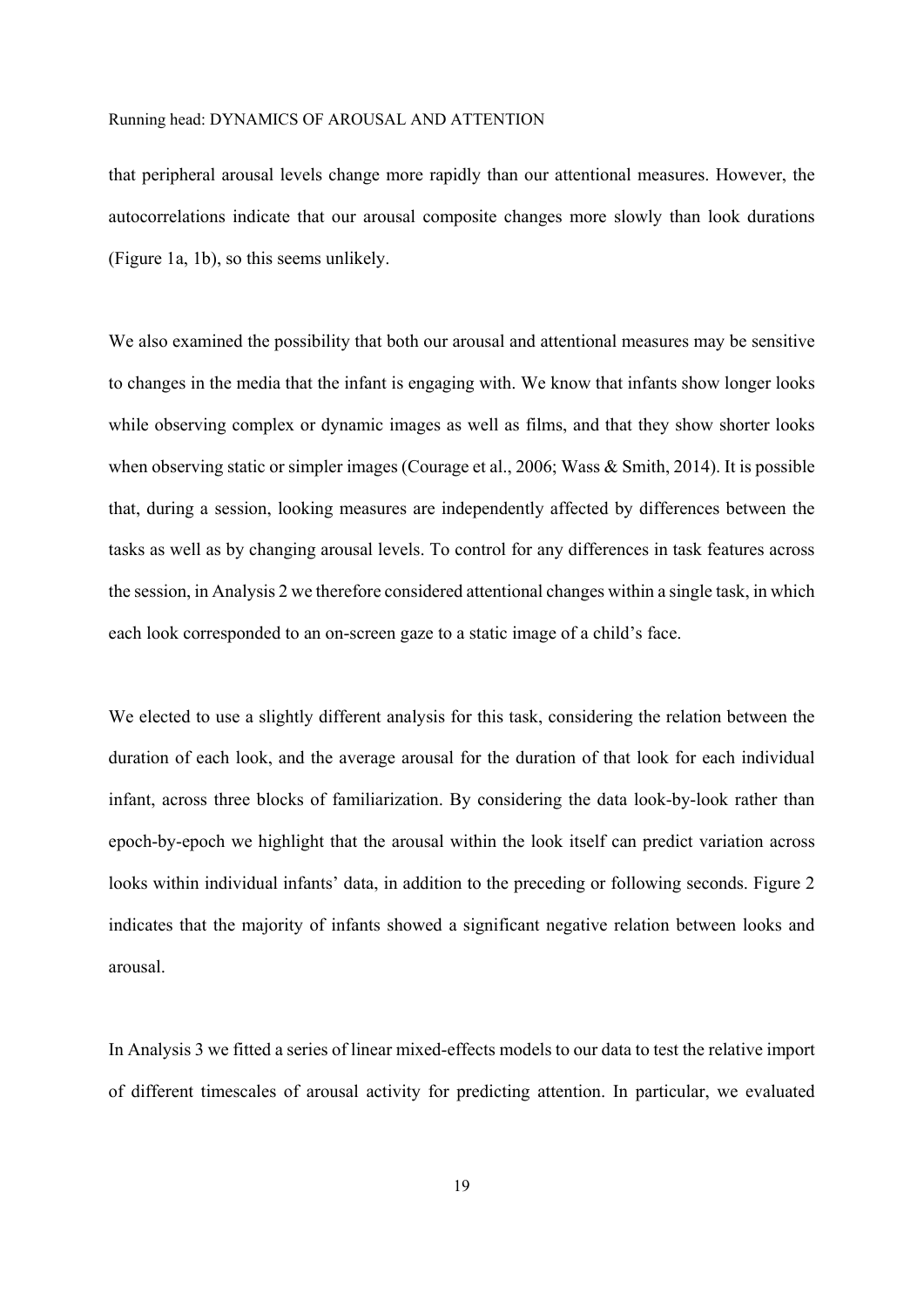that peripheral arousal levels change more rapidly than our attentional measures. However, the autocorrelations indicate that our arousal composite changes more slowly than look durations (Figure 1a, 1b), so this seems unlikely.

We also examined the possibility that both our arousal and attentional measures may be sensitive to changes in the media that the infant is engaging with. We know that infants show longer looks while observing complex or dynamic images as well as films, and that they show shorter looks when observing static or simpler images (Courage et al., 2006; Wass & Smith, 2014). It is possible that, during a session, looking measures are independently affected by differences between the tasks as well as by changing arousal levels. To control for any differences in task features across the session, in Analysis 2 we therefore considered attentional changes within a single task, in which each look corresponded to an on-screen gaze to a static image of a child's face.

We elected to use a slightly different analysis for this task, considering the relation between the duration of each look, and the average arousal for the duration of that look for each individual infant, across three blocks of familiarization. By considering the data look-by-look rather than epoch-by-epoch we highlight that the arousal within the look itself can predict variation across looks within individual infants' data, in addition to the preceding or following seconds. Figure 2 indicates that the majority of infants showed a significant negative relation between looks and arousal.

In Analysis 3 we fitted a series of linear mixed-effects models to our data to test the relative import of different timescales of arousal activity for predicting attention. In particular, we evaluated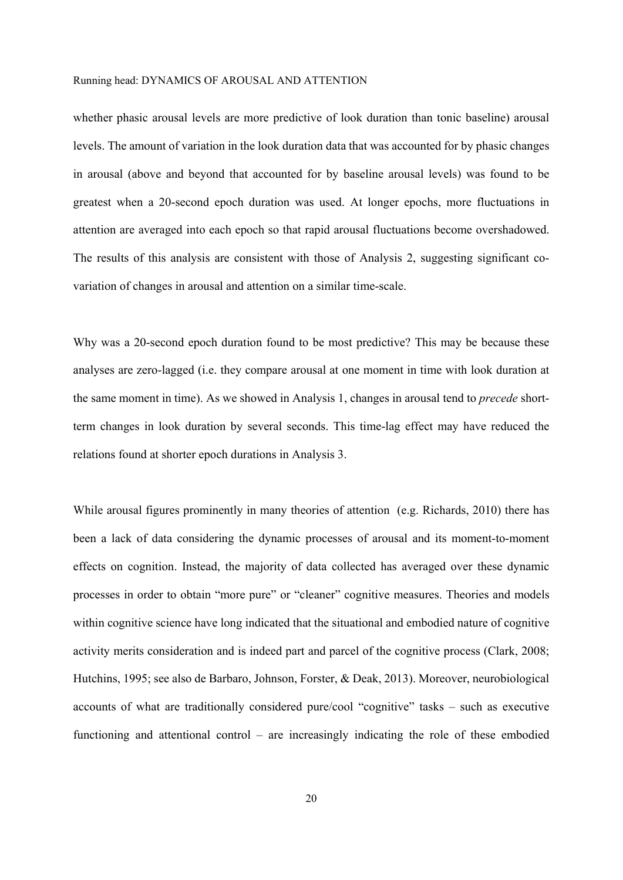whether phasic arousal levels are more predictive of look duration than tonic baseline) arousal levels. The amount of variation in the look duration data that was accounted for by phasic changes in arousal (above and beyond that accounted for by baseline arousal levels) was found to be greatest when a 20-second epoch duration was used. At longer epochs, more fluctuations in attention are averaged into each epoch so that rapid arousal fluctuations become overshadowed. The results of this analysis are consistent with those of Analysis 2, suggesting significant co-variation of changes in arousal and attention on a similar time-scale.

Why was a 20-second epoch duration found to be most predictive? This may be because these analyses are zero-lagged (i.e. they compare arousal at one moment in time with look duration at the same moment in time). As we showed in Analysis 1, changes in arousal tend to *precede* short-term changes in look duration by several seconds. This time-lag effect may have reduced the relations found at shorter epoch durations in Analysis 3.

While arousal figures prominently in many theories of attention (e.g. Richards, 2010) there has been a lack of data considering the dynamic processes of arousal and its moment-to-moment effects on cognition. Instead, the majority of data collected has averaged over these dynamic processes in order to obtain "more pure" or "cleaner" cognitive measures. Theories and models within cognitive science have long indicated that the situational and embodied nature of cognitive activity merits consideration and is indeed part and parcel of the cognitive process (Clark, 2008; Hutchins, 1995; see also de Barbaro, Johnson, Forster, & Deak, 2013). Moreover, neurobiological accounts of what are traditionally considered pure/cool "cognitive" tasks – such as executive functioning and attentional control – are increasingly indicating the role of these embodied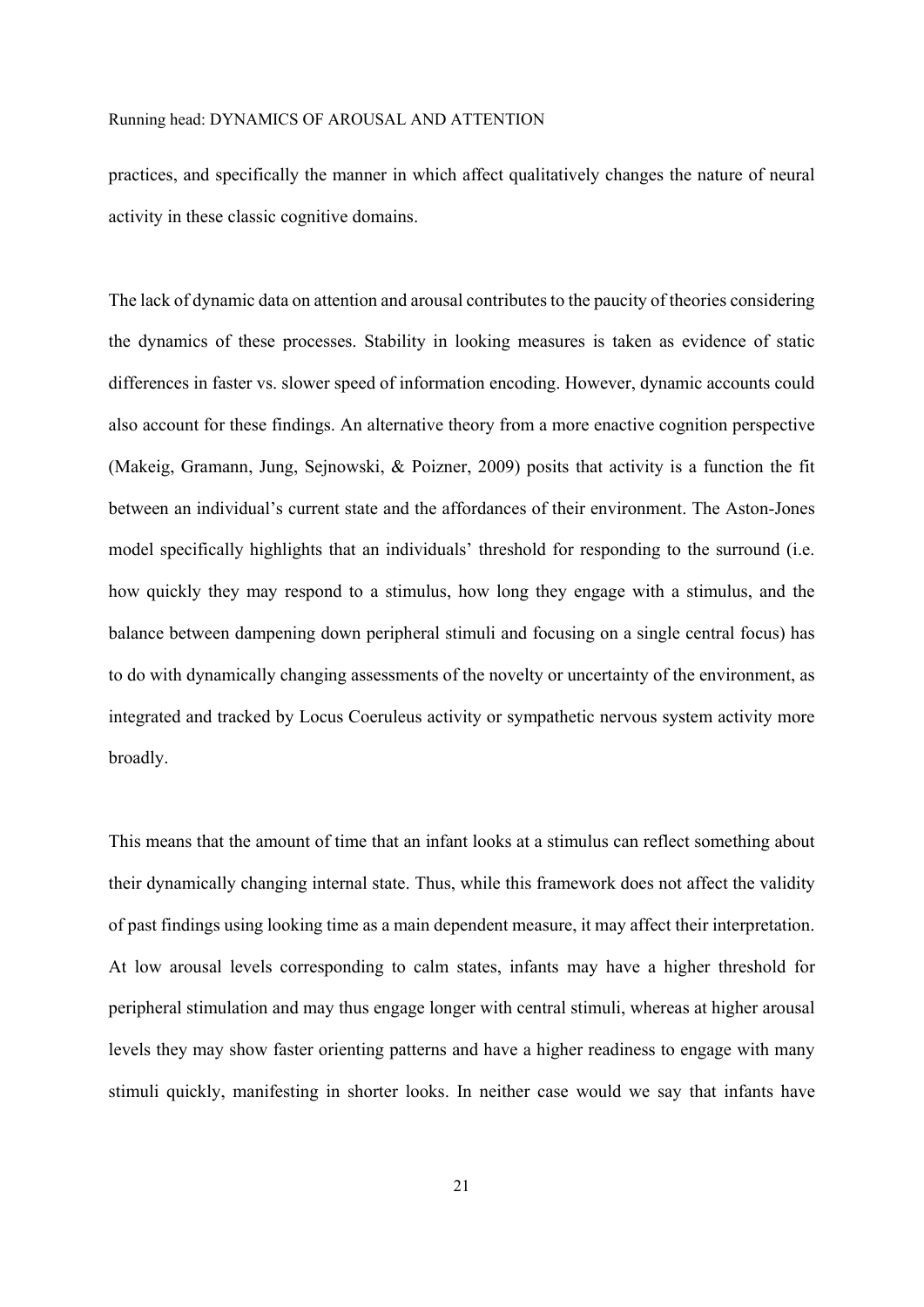practices, and specifically the manner in which affect qualitatively changes the nature of neural activity in these classic cognitive domains.

The lack of dynamic data on attention and arousal contributes to the paucity of theories considering the dynamics of these processes. Stability in looking measures is taken as evidence of static differences in faster vs. slower speed of information encoding. However, dynamic accounts could also account for these findings. An alternative theory from a more enactive cognition perspective (Makeig, Gramann, Jung, Sejnowski, & Poizner, 2009) posits that activity is a function the fit between an individual's current state and the affordances of their environment. The Aston-Jones model specifically highlights that an individuals' threshold for responding to the surround (i.e. how quickly they may respond to a stimulus, how long they engage with a stimulus, and the balance between dampening down peripheral stimuli and focusing on a single central focus) has to do with dynamically changing assessments of the novelty or uncertainty of the environment, as integrated and tracked by Locus Coeruleus activity or sympathetic nervous system activity more broadly.

This means that the amount of time that an infant looks at a stimulus can reflect something about their dynamically changing internal state. Thus, while this framework does not affect the validity of past findings using looking time as a main dependent measure, it may affect their interpretation. At low arousal levels corresponding to calm states, infants may have a higher threshold for peripheral stimulation and may thus engage longer with central stimuli, whereas at higher arousal levels they may show faster orienting patterns and have a higher readiness to engage with many stimuli quickly, manifesting in shorter looks. In neither case would we say that infants have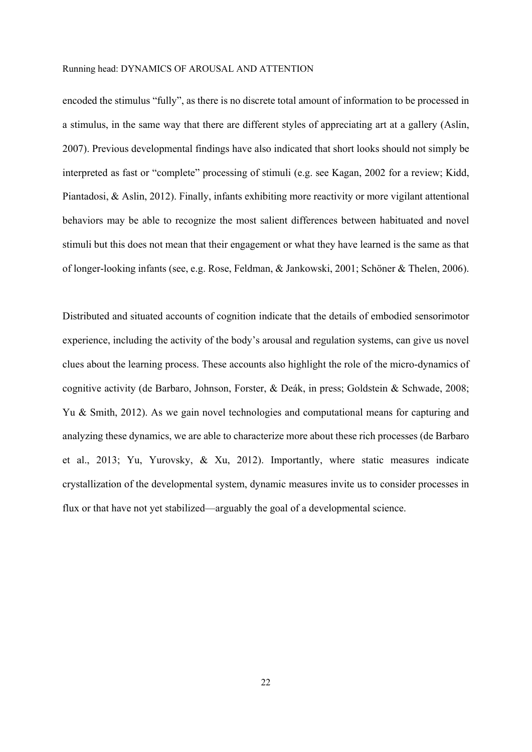encoded the stimulus "fully", as there is no discrete total amount of information to be processed in a stimulus, in the same way that there are different styles of appreciating art at a gallery (Aslin, 2007). Previous developmental findings have also indicated that short looks should not simply be interpreted as fast or "complete" processing of stimuli (e.g. see Kagan, 2002 for a review; Kidd, Piantadosi, & Aslin, 2012). Finally, infants exhibiting more reactivity or more vigilant attentional behaviors may be able to recognize the most salient differences between habituated and novel stimuli but this does not mean that their engagement or what they have learned is the same as that of longer-looking infants (see, e.g. Rose, Feldman, & Jankowski, 2001; Schöner & Thelen, 2006).

Distributed and situated accounts of cognition indicate that the details of embodied sensorimotor experience, including the activity of the body's arousal and regulation systems, can give us novel clues about the learning process. These accounts also highlight the role of the micro-dynamics of cognitive activity (de Barbaro, Johnson, Forster, & Deák, in press; Goldstein & Schwade, 2008; Yu & Smith, 2012). As we gain novel technologies and computational means for capturing and analyzing these dynamics, we are able to characterize more about these rich processes (de Barbaro et al., 2013; Yu, Yurovsky, & Xu, 2012). Importantly, where static measures indicate crystallization of the developmental system, dynamic measures invite us to consider processes in flux or that have not yet stabilized—arguably the goal of a developmental science.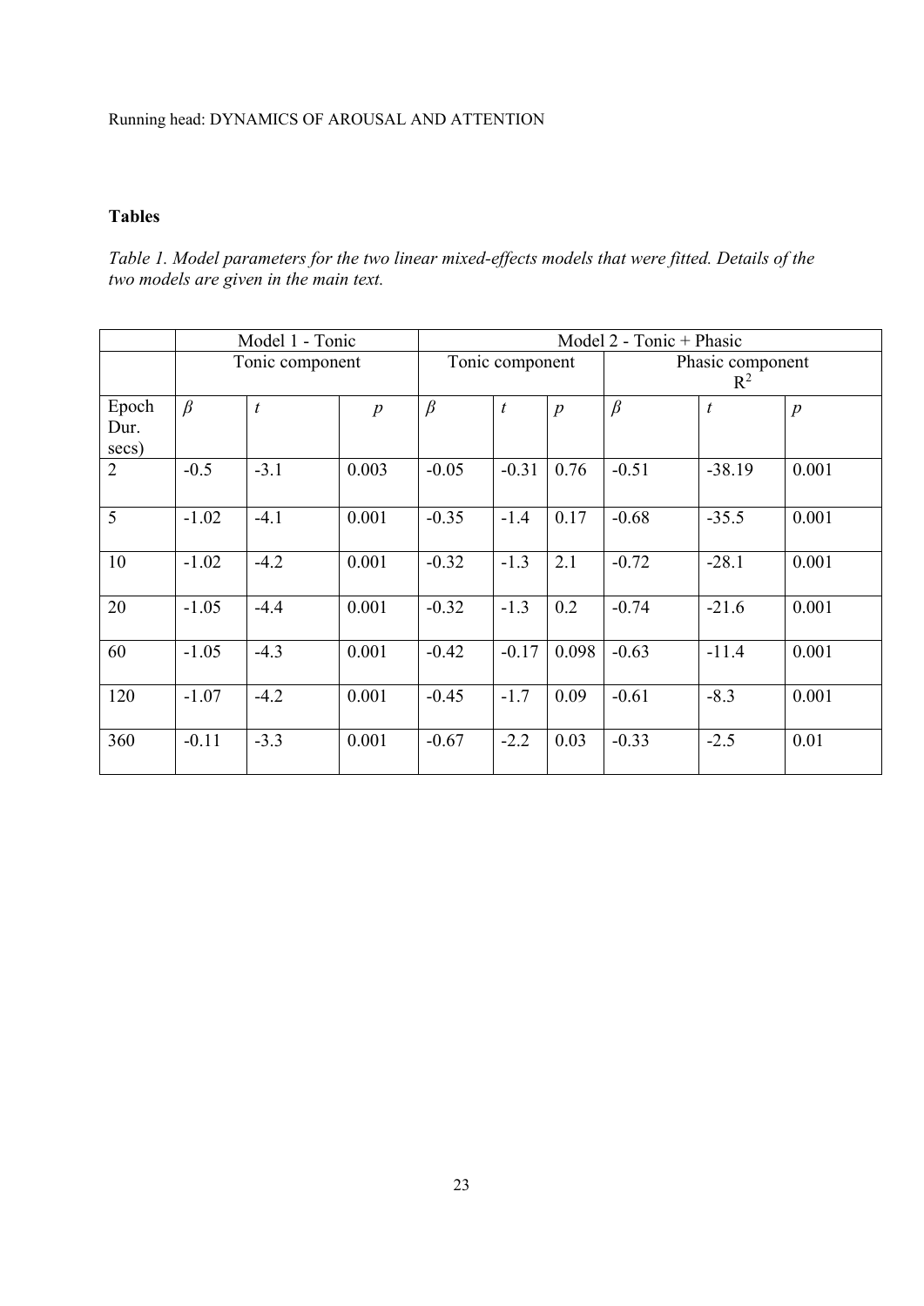**Tables**

*Table 1. Model parameters for the two linear mixed-effects models that were fitted. Details of the two models are given in the main text.*

| | Model 1 - Tonic | | | Model 2 - Tonic + Phasic | | | | | |
|---|---|---|---|---|---|---|---|---|---|
| | Tonic component | | | Tonic component | | | Phasic component $R^2$ | | |
| Epoch Dur. secs) | $\beta$ | $t$ | $p$ | $\beta$ | $t$ | $p$ | $\beta$ | $t$ | $p$ |
| 2 | -0.5 | -3.1 | 0.003 | -0.05 | -0.31 | 0.76 | -0.51 | -38.19 | 0.001 |
| 5 | -1.02 | -4.1 | 0.001 | -0.35 | -1.4 | 0.17 | -0.68 | -35.5 | 0.001 |
| 10 | -1.02 | -4.2 | 0.001 | -0.32 | -1.3 | 2.1 | -0.72 | -28.1 | 0.001 |
| 20 | -1.05 | -4.4 | 0.001 | -0.32 | -1.3 | 0.2 | -0.74 | -21.6 | 0.001 |
| 60 | -1.05 | -4.3 | 0.001 | -0.42 | -0.17 | 0.098 | -0.63 | -11.4 | 0.001 |
| 120 | -1.07 | -4.2 | 0.001 | -0.45 | -1.7 | 0.09 | -0.61 | -8.3 | 0.001 |
| 360 | -0.11 | -3.3 | 0.001 | -0.67 | -2.2 | 0.03 | -0.33 | -2.5 | 0.01 |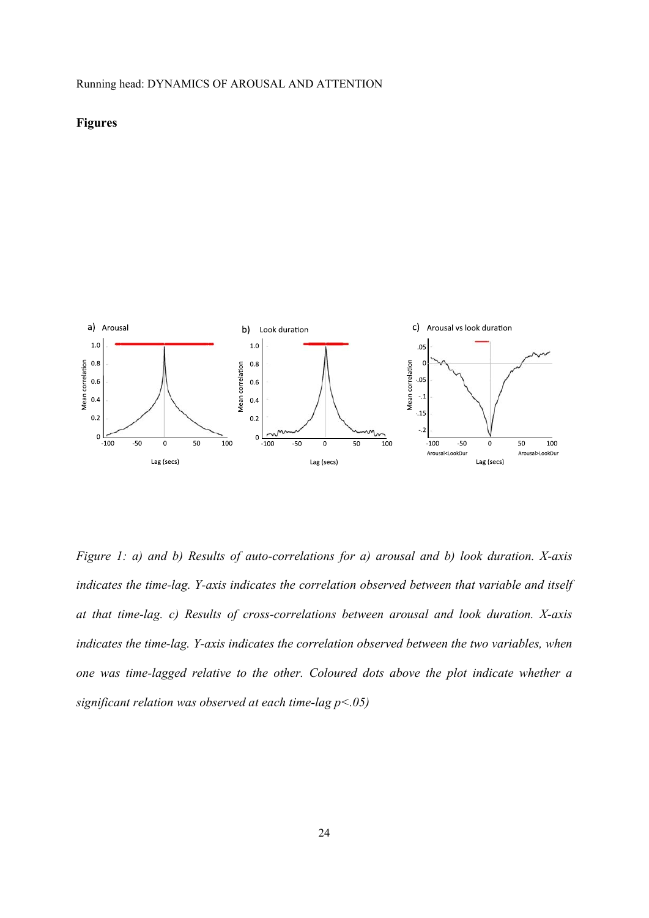**Figures**

*Figure 1: a) and b) Results of auto-correlations for a) arousal and b) look duration. X-axis indicates the time-lag. Y-axis indicates the correlation observed between that variable and itself at that time-lag. c) Results of cross-correlations between arousal and look duration. X-axis indicates the time-lag. Y-axis indicates the correlation observed between the two variables, when one was time-lagged relative to the other. Coloured dots above the plot indicate whether a significant relation was observed at each time-lag $p<.05$)*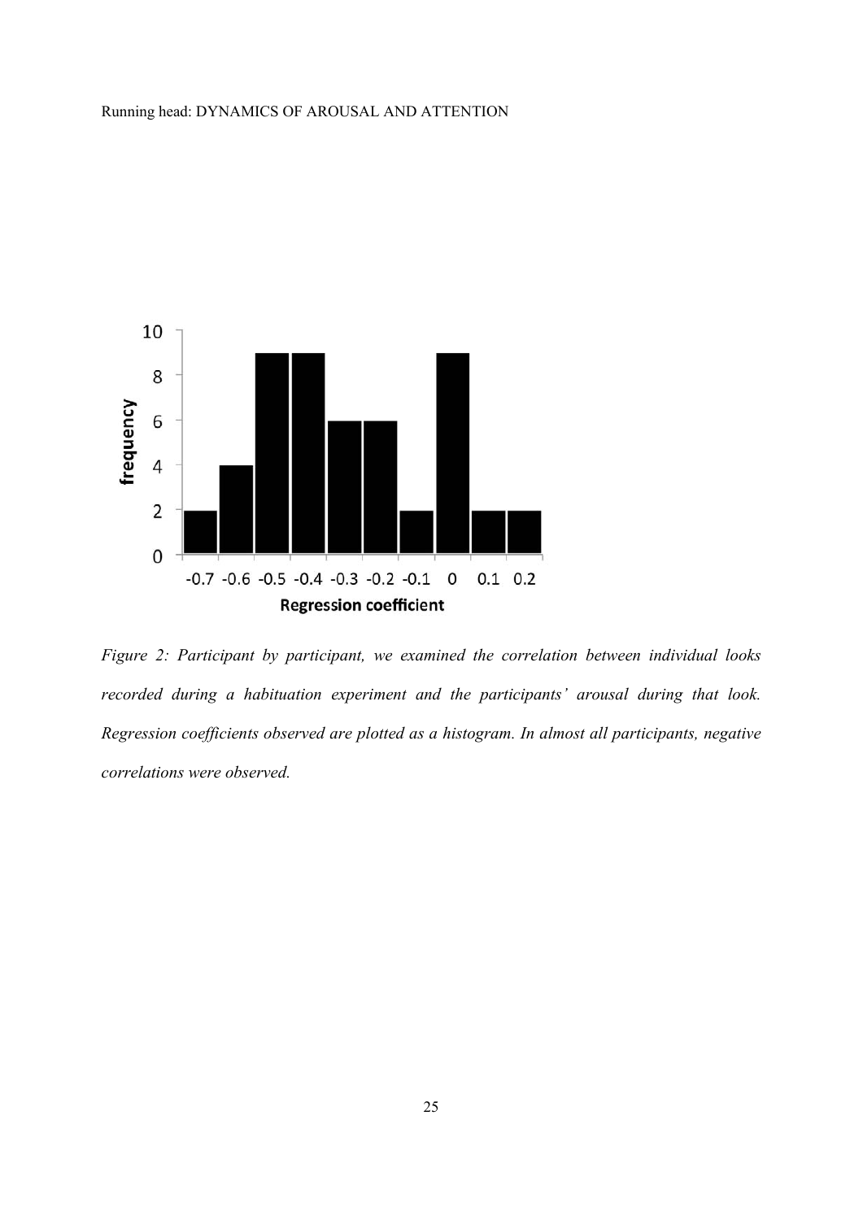*Figure 2: Participant by participant, we examined the correlation between individual looks recorded during a habituation experiment and the participants' arousal during that look. Regression coefficients observed are plotted as a histogram. In almost all participants, negative correlations were observed.*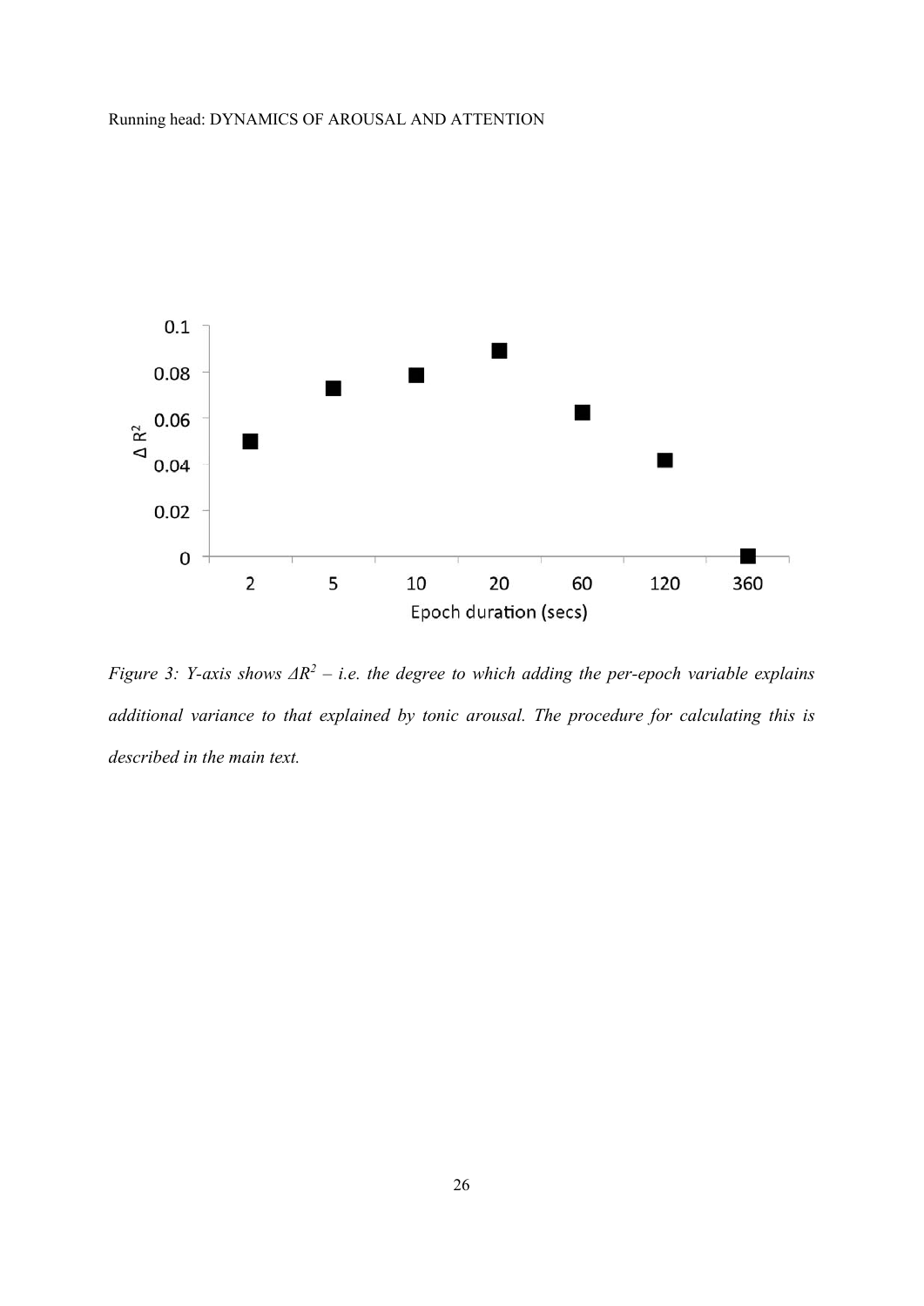*Figure 3: Y-axis shows $\Delta R^2$ – i.e. the degree to which adding the per-epoch variable explains additional variance to that explained by tonic arousal. The procedure for calculating this is described in the main text.*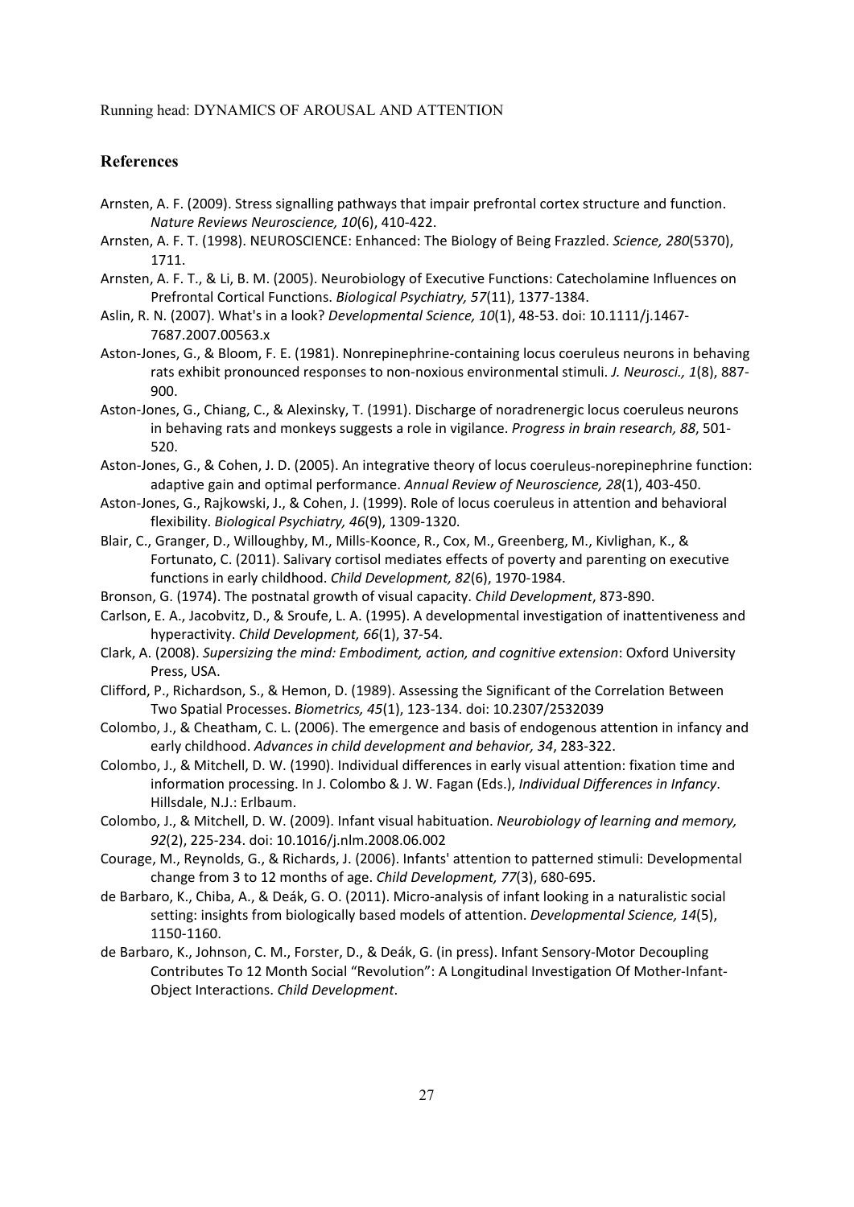## References

Arnsten, A. F. (2009). Stress signalling pathways that impair prefrontal cortex structure and function. *Nature Reviews Neuroscience, 10*(6), 410-422.

Arnsten, A. F. T. (1998). NEUROSCIENCE: Enhanced: The Biology of Being Frazzled. *Science, 280*(5370), 1711.

Arnsten, A. F. T., & Li, B. M. (2005). Neurobiology of Executive Functions: Catecholamine Influences on Prefrontal Cortical Functions. *Biological Psychiatry, 57*(11), 1377-1384.

Aslin, R. N. (2007). What's in a look? *Developmental Science, 10*(1), 48-53. doi: 10.1111/j.1467-7687.2007.00563.x

Aston-Jones, G., & Bloom, F. E. (1981). Nonrepinephrine-containing locus coeruleus neurons in behaving rats exhibit pronounced responses to non-noxious environmental stimuli. *J. Neurosci., 1*(8), 887-900.

Aston-Jones, G., Chiang, C., & Alexinsky, T. (1991). Discharge of noradrenergic locus coeruleus neurons in behaving rats and monkeys suggests a role in vigilance. *Progress in brain research, 88*, 501-520.

Aston-Jones, G., & Cohen, J. D. (2005). An integrative theory of locus coeruleus-norepinephrine function: adaptive gain and optimal performance. *Annual Review of Neuroscience, 28*(1), 403-450.

Aston-Jones, G., Rajkowski, J., & Cohen, J. (1999). Role of locus coeruleus in attention and behavioral flexibility. *Biological Psychiatry, 46*(9), 1309-1320.

Blair, C., Granger, D., Willoughby, M., Mills-Koonce, R., Cox, M., Greenberg, M., Kivlighan, K., & Fortunato, C. (2011). Salivary cortisol mediates effects of poverty and parenting on executive functions in early childhood. *Child Development, 82*(6), 1970-1984.

Bronson, G. (1974). The postnatal growth of visual capacity. *Child Development*, 873-890.

Carlson, E. A., Jacobvitz, D., & Sroufe, L. A. (1995). A developmental investigation of inattentiveness and hyperactivity. *Child Development, 66*(1), 37-54.

Clark, A. (2008). *Supersizing the mind: Embodiment, action, and cognitive extension*: Oxford University Press, USA.

Clifford, P., Richardson, S., & Hemon, D. (1989). Assessing the Significant of the Correlation Between Two Spatial Processes. *Biometrics, 45*(1), 123-134. doi: 10.2307/2532039

Colombo, J., & Cheatham, C. L. (2006). The emergence and basis of endogenous attention in infancy and early childhood. *Advances in child development and behavior, 34*, 283-322.

Colombo, J., & Mitchell, D. W. (1990). Individual differences in early visual attention: fixation time and information processing. In J. Colombo & J. W. Fagan (Eds.), *Individual Differences in Infancy*. Hillsdale, N.J.: Erlbaum.

Colombo, J., & Mitchell, D. W. (2009). Infant visual habituation. *Neurobiology of learning and memory, 92*(2), 225-234. doi: 10.1016/j.nlm.2008.06.002

Courage, M., Reynolds, G., & Richards, J. (2006). Infants' attention to patterned stimuli: Developmental change from 3 to 12 months of age. *Child Development, 77*(3), 680-695.

de Barbaro, K., Chiba, A., & Deák, G. O. (2011). Micro-analysis of infant looking in a naturalistic social setting: insights from biologically based models of attention. *Developmental Science, 14*(5), 1150-1160.

de Barbaro, K., Johnson, C. M., Forster, D., & Deák, G. (in press). Infant Sensory-Motor Decoupling Contributes To 12 Month Social "Revolution": A Longitudinal Investigation Of Mother-Infant-Object Interactions. *Child Development*.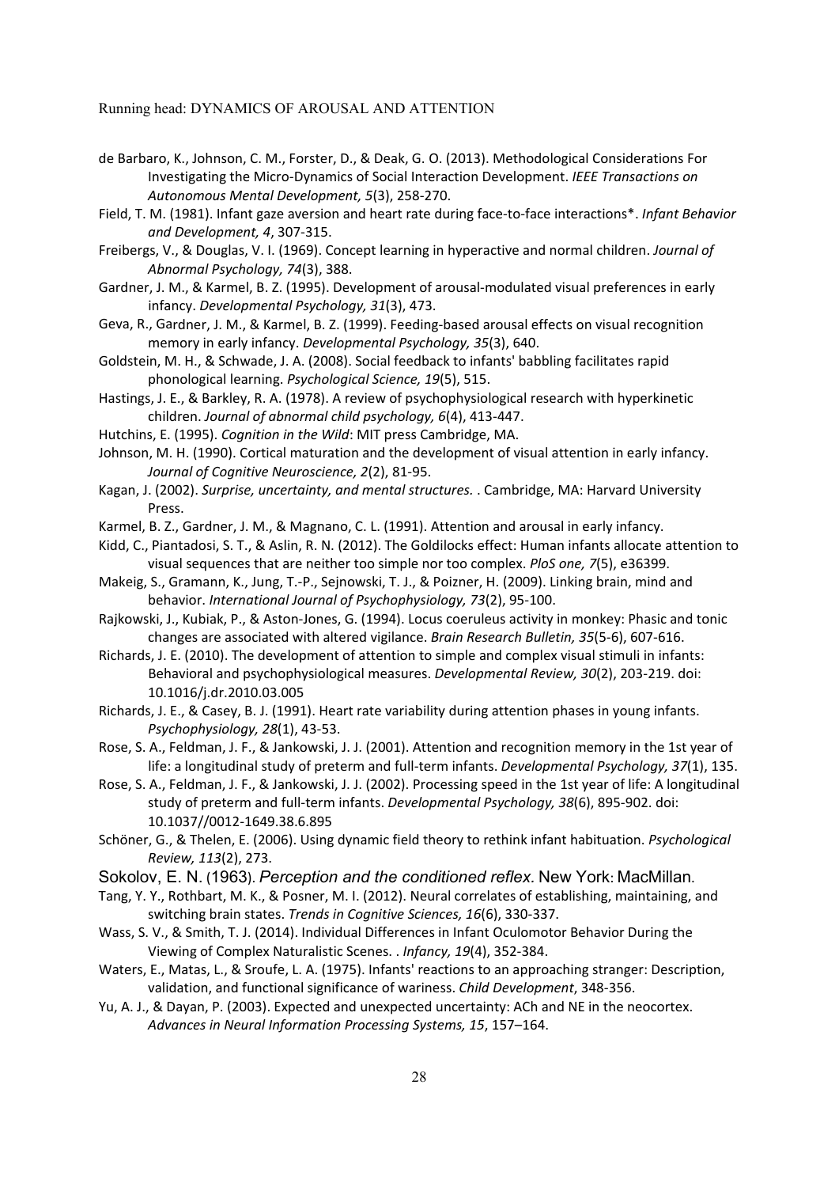de Barbaro, K., Johnson, C. M., Forster, D., & Deak, G. O. (2013). Methodological Considerations For Investigating the Micro-Dynamics of Social Interaction Development. *IEEE Transactions on Autonomous Mental Development, 5*(3), 258-270.

Field, T. M. (1981). Infant gaze aversion and heart rate during face-to-face interactions*. *Infant Behavior and Development, 4*, 307-315.

Freibergs, V., & Douglas, V. I. (1969). Concept learning in hyperactive and normal children. *Journal of Abnormal Psychology, 74*(3), 388.

Gardner, J. M., & Karmel, B. Z. (1995). Development of arousal-modulated visual preferences in early infancy. *Developmental Psychology, 31*(3), 473.

Geva, R., Gardner, J. M., & Karmel, B. Z. (1999). Feeding-based arousal effects on visual recognition memory in early infancy. *Developmental Psychology, 35*(3), 640.

Goldstein, M. H., & Schwade, J. A. (2008). Social feedback to infants' babbling facilitates rapid phonological learning. *Psychological Science, 19*(5), 515.

Hastings, J. E., & Barkley, R. A. (1978). A review of psychophysiological research with hyperkinetic children. *Journal of abnormal child psychology, 6*(4), 413-447.

Hutchins, E. (1995). *Cognition in the Wild*: MIT press Cambridge, MA.

Johnson, M. H. (1990). Cortical maturation and the development of visual attention in early infancy. *Journal of Cognitive Neuroscience, 2*(2), 81-95.

Kagan, J. (2002). *Surprise, uncertainty, and mental structures.* . Cambridge, MA: Harvard University Press.

Karmel, B. Z., Gardner, J. M., & Magnano, C. L. (1991). Attention and arousal in early infancy.

Kidd, C., Piantadosi, S. T., & Aslin, R. N. (2012). The Goldilocks effect: Human infants allocate attention to visual sequences that are neither too simple nor too complex. *PloS one, 7*(5), e36399.

Makeig, S., Gramann, K., Jung, T.-P., Sejnowski, T. J., & Poizner, H. (2009). Linking brain, mind and behavior. *International Journal of Psychophysiology, 73*(2), 95-100.

Rajkowski, J., Kubiak, P., & Aston-Jones, G. (1994). Locus coeruleus activity in monkey: Phasic and tonic changes are associated with altered vigilance. *Brain Research Bulletin, 35*(5-6), 607-616.

Richards, J. E. (2010). The development of attention to simple and complex visual stimuli in infants: Behavioral and psychophysiological measures. *Developmental Review, 30*(2), 203-219. doi: 10.1016/j.dr.2010.03.005

Richards, J. E., & Casey, B. J. (1991). Heart rate variability during attention phases in young infants. *Psychophysiology, 28*(1), 43-53.

Rose, S. A., Feldman, J. F., & Jankowski, J. J. (2001). Attention and recognition memory in the 1st year of life: a longitudinal study of preterm and full-term infants. *Developmental Psychology, 37*(1), 135.

Rose, S. A., Feldman, J. F., & Jankowski, J. J. (2002). Processing speed in the 1st year of life: A longitudinal study of preterm and full-term infants. *Developmental Psychology, 38*(6), 895-902. doi: 10.1037//0012-1649.38.6.895

Schöner, G., & Thelen, E. (2006). Using dynamic field theory to rethink infant habituation. *Psychological Review, 113*(2), 273.

Sokolov, E. N. (1963). *Perception and the conditioned reflex.* New York: MacMillan.

Tang, Y. Y., Rothbart, M. K., & Posner, M. I. (2012). Neural correlates of establishing, maintaining, and switching brain states. *Trends in Cognitive Sciences, 16*(6), 330-337.

Wass, S. V., & Smith, T. J. (2014). Individual Differences in Infant Oculomotor Behavior During the Viewing of Complex Naturalistic Scenes. . *Infancy, 19*(4), 352-384.

Waters, E., Matas, L., & Sroufe, L. A. (1975). Infants' reactions to an approaching stranger: Description, validation, and functional significance of wariness. *Child Development*, 348-356.

Yu, A. J., & Dayan, P. (2003). Expected and unexpected uncertainty: ACh and NE in the neocortex. *Advances in Neural Information Processing Systems, 15*, 157–164.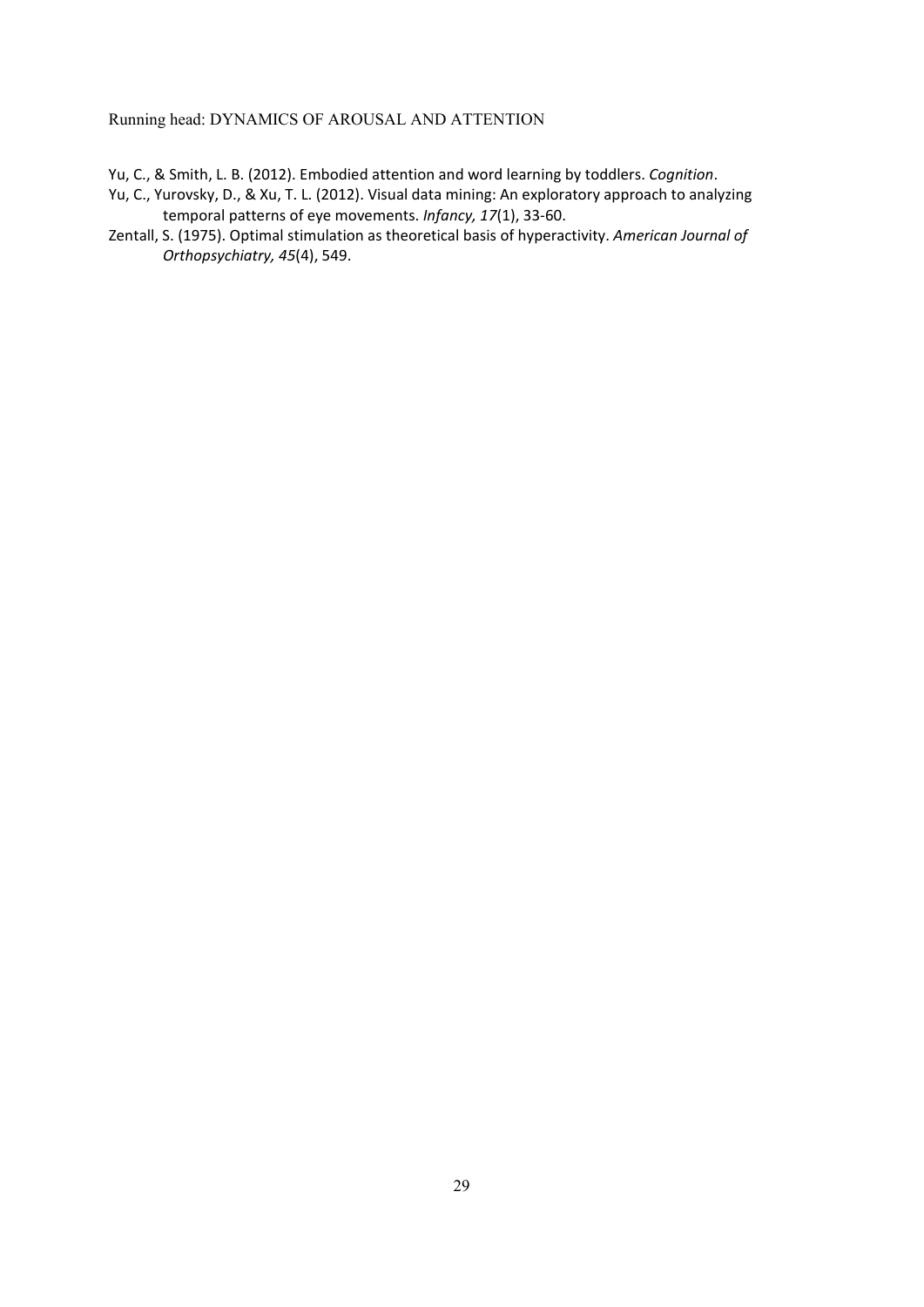Yu, C., & Smith, L. B. (2012). Embodied attention and word learning by toddlers. *Cognition*.

Yu, C., Yurovsky, D., & Xu, T. L. (2012). Visual data mining: An exploratory approach to analyzing temporal patterns of eye movements. *Infancy, 17*(1), 33-60.

Zentall, S. (1975). Optimal stimulation as theoretical basis of hyperactivity. *American Journal of Orthopsychiatry, 45*(4), 549.